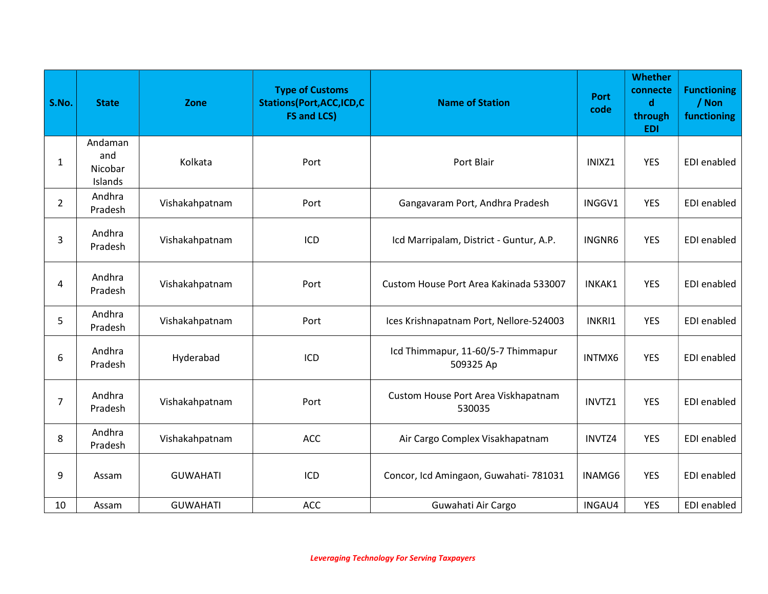| S.No. | State | Zone | Type of Customs Stations(Port,ACC,ICD,CFS and LCS) | Name of Station | Port code | Whether connected through EDI | Functioning / Non functioning |
|---|---|---|---|---|---|---|---|
| 1 | Andaman and Nicobar Islands | Kolkata | Port | Port Blair | INIXZ1 | YES | EDI enabled |
| 2 | Andhra Pradesh | Vishakahpatnam | Port | Gangavaram Port, Andhra Pradesh | INGGV1 | YES | EDI enabled |
| 3 | Andhra Pradesh | Vishakahpatnam | ICD | Icd Marripalam, District - Guntur, A.P. | INGNR6 | YES | EDI enabled |
| 4 | Andhra Pradesh | Vishakahpatnam | Port | Custom House Port Area Kakinada 533007 | INKAK1 | YES | EDI enabled |
| 5 | Andhra Pradesh | Vishakahpatnam | Port | Ices Krishnapatnam Port, Nellore-524003 | INKRI1 | YES | EDI enabled |
| 6 | Andhra Pradesh | Hyderabad | ICD | Icd Thimmapur, 11-60/5-7 Thimmapur 509325 Ap | INTMX6 | YES | EDI enabled |
| 7 | Andhra Pradesh | Vishakahpatnam | Port | Custom House Port Area Viskhapatnam 530035 | INVTZ1 | YES | EDI enabled |
| 8 | Andhra Pradesh | Vishakahpatnam | ACC | Air Cargo Complex Visakhapatnam | INVTZ4 | YES | EDI enabled |
| 9 | Assam | GUWAHATI | ICD | Concor, Icd Amingaon, Guwahati- 781031 | INAMG6 | YES | EDI enabled |
| 10 | Assam | GUWAHATI | ACC | Guwahati Air Cargo | INGAU4 | YES | EDI enabled |

*Leveraging Technology For Serving Taxpayers*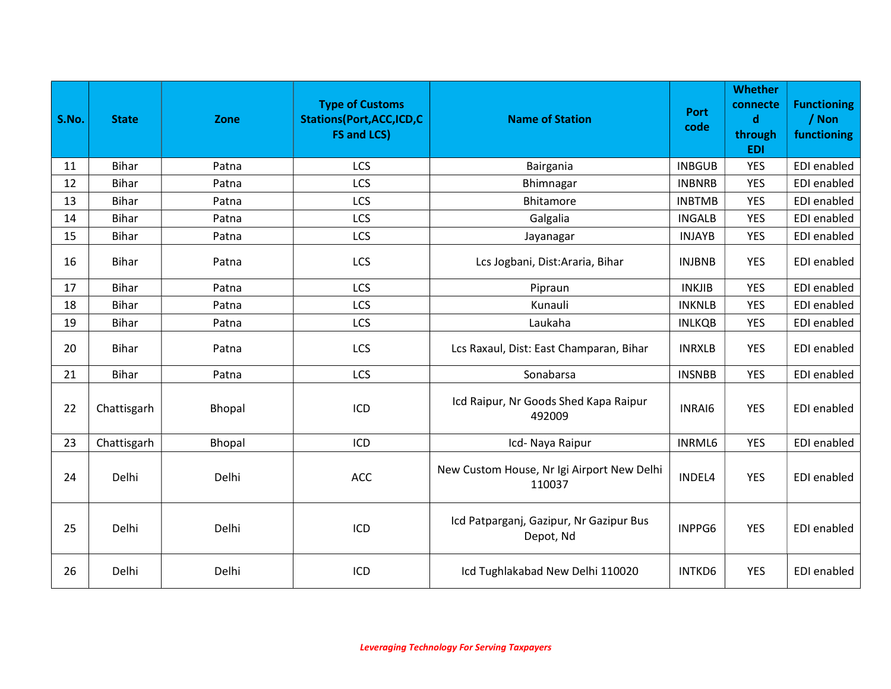| S.No. | State | Zone | Type of Customs Stations(Port,ACC,ICD,CFS and LCS) | Name of Station | Port code | Whether connected through EDI | Functioning / Non functioning |
|---|---|---|---|---|---|---|---|
| 11 | Bihar | Patna | LCS | Bairgania | INBGUB | YES | EDI enabled |
| 12 | Bihar | Patna | LCS | Bhimnagar | INBNRB | YES | EDI enabled |
| 13 | Bihar | Patna | LCS | Bhitamore | INBTMB | YES | EDI enabled |
| 14 | Bihar | Patna | LCS | Galgalia | INGALB | YES | EDI enabled |
| 15 | Bihar | Patna | LCS | Jayanagar | INJAYB | YES | EDI enabled |
| 16 | Bihar | Patna | LCS | Lcs Jogbani, Dist:Araria, Bihar | INJBNB | YES | EDI enabled |
| 17 | Bihar | Patna | LCS | Pipraun | INKJIB | YES | EDI enabled |
| 18 | Bihar | Patna | LCS | Kunauli | INKNLB | YES | EDI enabled |
| 19 | Bihar | Patna | LCS | Laukaha | INLKQB | YES | EDI enabled |
| 20 | Bihar | Patna | LCS | Lcs Raxaul, Dist: East Champaran, Bihar | INRXLB | YES | EDI enabled |
| 21 | Bihar | Patna | LCS | Sonabarsa | INSNBB | YES | EDI enabled |
| 22 | Chattisgarh | Bhopal | ICD | Icd Raipur, Nr Goods Shed Kapa Raipur 492009 | INRAI6 | YES | EDI enabled |
| 23 | Chattisgarh | Bhopal | ICD | Icd- Naya Raipur | INRML6 | YES | EDI enabled |
| 24 | Delhi | Delhi | ACC | New Custom House, Nr Igi Airport New Delhi 110037 | INDEL4 | YES | EDI enabled |
| 25 | Delhi | Delhi | ICD | Icd Patparganj, Gazipur, Nr Gazipur Bus Depot, Nd | INPPG6 | YES | EDI enabled |
| 26 | Delhi | Delhi | ICD | Icd Tughlakabad New Delhi 110020 | INTKD6 | YES | EDI enabled |

*Leveraging Technology For Serving Taxpayers*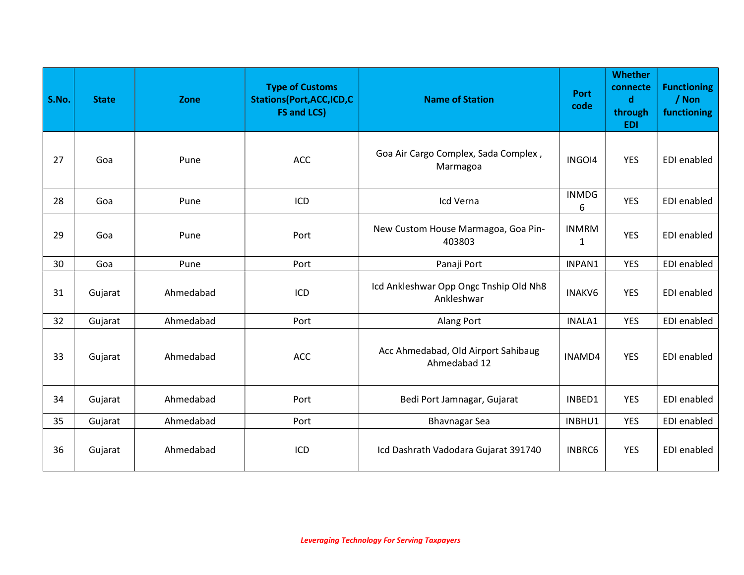| S.No. | State | Zone | Type of Customs Stations(Port,ACC,ICD,CFS and LCS) | Name of Station | Port code | Whether connected through EDI | Functioning / Non functioning |
|---|---|---|---|---|---|---|---|
| 27 | Goa | Pune | ACC | Goa Air Cargo Complex, Sada Complex , Marmagoa | INGOI4 | YES | EDI enabled |
| 28 | Goa | Pune | ICD | Icd Verna | INMDG6 | YES | EDI enabled |
| 29 | Goa | Pune | Port | New Custom House Marmagoa, Goa Pin-403803 | INMRM1 | YES | EDI enabled |
| 30 | Goa | Pune | Port | Panaji Port | INPAN1 | YES | EDI enabled |
| 31 | Gujarat | Ahmedabad | ICD | Icd Ankleshwar Opp Ongc Tnship Old Nh8 Ankleshwar | INAKV6 | YES | EDI enabled |
| 32 | Gujarat | Ahmedabad | Port | Alang Port | INALA1 | YES | EDI enabled |
| 33 | Gujarat | Ahmedabad | ACC | Acc Ahmedabad, Old Airport Sahibaug Ahmedabad 12 | INAMD4 | YES | EDI enabled |
| 34 | Gujarat | Ahmedabad | Port | Bedi Port Jamnagar, Gujarat | INBED1 | YES | EDI enabled |
| 35 | Gujarat | Ahmedabad | Port | Bhavnagar Sea | INBHU1 | YES | EDI enabled |
| 36 | Gujarat | Ahmedabad | ICD | Icd Dashrath Vadodara Gujarat 391740 | INBRC6 | YES | EDI enabled |

*Leveraging Technology For Serving Taxpayers*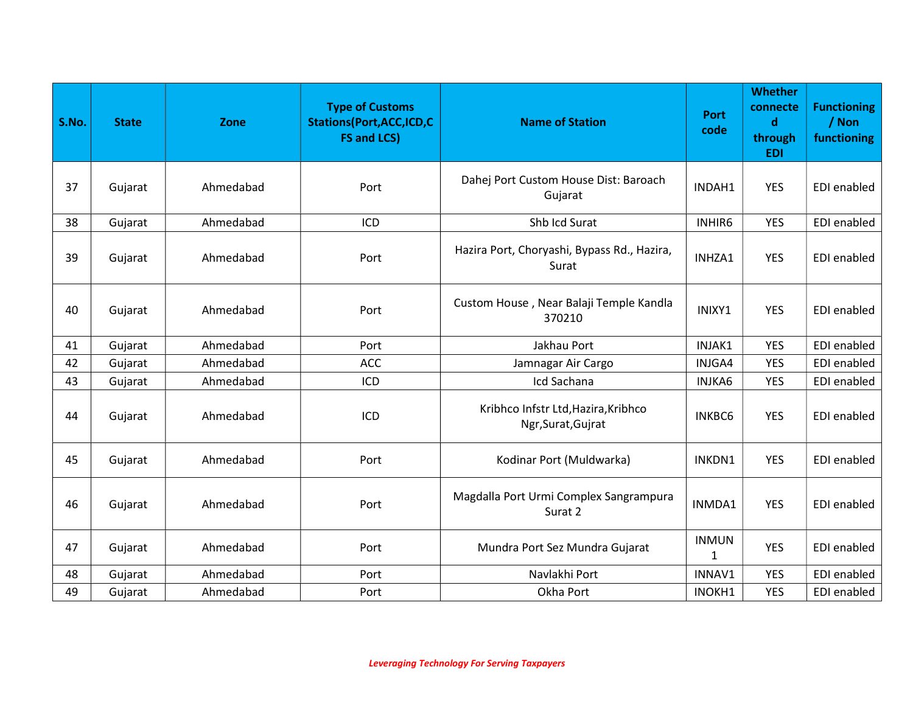| S.No. | State | Zone | Type of Customs Stations(Port,ACC,ICD,CFS and LCS) | Name of Station | Port code | Whether connected through EDI | Functioning / Non functioning |
|---|---|---|---|---|---|---|---|
| 37 | Gujarat | Ahmedabad | Port | Dahej Port Custom House Dist: Baroach Gujarat | INDAH1 | YES | EDI enabled |
| 38 | Gujarat | Ahmedabad | ICD | Shb Icd Surat | INHIR6 | YES | EDI enabled |
| 39 | Gujarat | Ahmedabad | Port | Hazira Port, Choryashi, Bypass Rd., Hazira, Surat | INHZA1 | YES | EDI enabled |
| 40 | Gujarat | Ahmedabad | Port | Custom House , Near Balaji Temple Kandla 370210 | INIXY1 | YES | EDI enabled |
| 41 | Gujarat | Ahmedabad | Port | Jakhau Port | INJAK1 | YES | EDI enabled |
| 42 | Gujarat | Ahmedabad | ACC | Jamnagar Air Cargo | INJGA4 | YES | EDI enabled |
| 43 | Gujarat | Ahmedabad | ICD | Icd Sachana | INJKA6 | YES | EDI enabled |
| 44 | Gujarat | Ahmedabad | ICD | Kribhco Infstr Ltd,Hazira,Kribhco Ngr,Surat,Gujrat | INKBC6 | YES | EDI enabled |
| 45 | Gujarat | Ahmedabad | Port | Kodinar Port (Muldwarka) | INKDN1 | YES | EDI enabled |
| 46 | Gujarat | Ahmedabad | Port | Magdalla Port Urmi Complex Sangrampura Surat 2 | INMDA1 | YES | EDI enabled |
| 47 | Gujarat | Ahmedabad | Port | Mundra Port Sez Mundra Gujarat | INMUN1 | YES | EDI enabled |
| 48 | Gujarat | Ahmedabad | Port | Navlakhi Port | INNAV1 | YES | EDI enabled |
| 49 | Gujarat | Ahmedabad | Port | Okha Port | INOKH1 | YES | EDI enabled |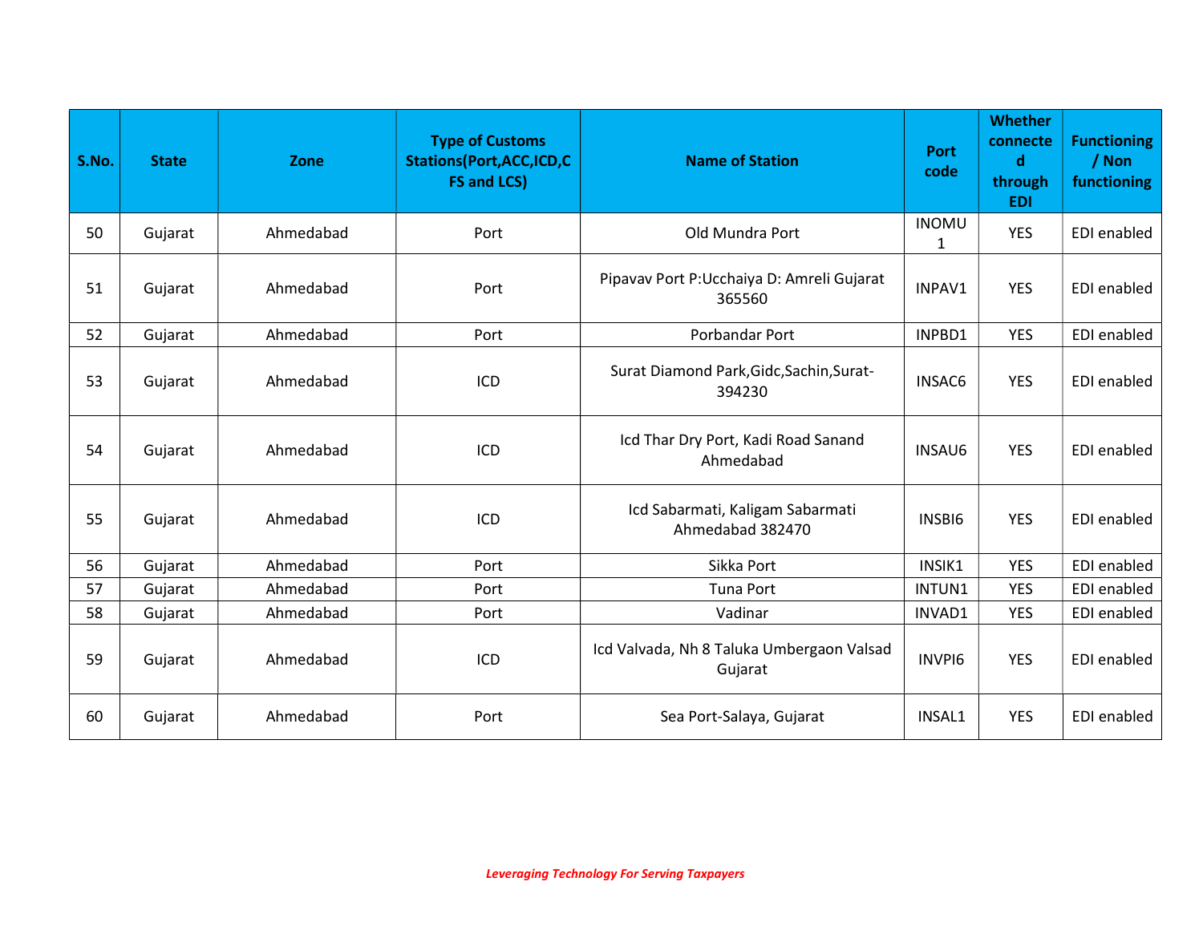| S.No. | State | Zone | Type of Customs Stations(Port,ACC,ICD,CFS and LCS) | Name of Station | Port code | Whether connected through EDI | Functioning / Non functioning |
|---|---|---|---|---|---|---|---|
| 50 | Gujarat | Ahmedabad | Port | Old Mundra Port | INOMU1 | YES | EDI enabled |
| 51 | Gujarat | Ahmedabad | Port | Pipavav Port P:Ucchaiya D: Amreli Gujarat 365560 | INPAV1 | YES | EDI enabled |
| 52 | Gujarat | Ahmedabad | Port | Porbandar Port | INPBD1 | YES | EDI enabled |
| 53 | Gujarat | Ahmedabad | ICD | Surat Diamond Park,Gidc,Sachin,Surat-394230 | INSAC6 | YES | EDI enabled |
| 54 | Gujarat | Ahmedabad | ICD | Icd Thar Dry Port, Kadi Road Sanand Ahmedabad | INSAU6 | YES | EDI enabled |
| 55 | Gujarat | Ahmedabad | ICD | Icd Sabarmati, Kaligam Sabarmati Ahmedabad 382470 | INSBI6 | YES | EDI enabled |
| 56 | Gujarat | Ahmedabad | Port | Sikka Port | INSIK1 | YES | EDI enabled |
| 57 | Gujarat | Ahmedabad | Port | Tuna Port | INTUN1 | YES | EDI enabled |
| 58 | Gujarat | Ahmedabad | Port | Vadinar | INVAD1 | YES | EDI enabled |
| 59 | Gujarat | Ahmedabad | ICD | Icd Valvada, Nh 8 Taluka Umbergaon Valsad Gujarat | INVPI6 | YES | EDI enabled |
| 60 | Gujarat | Ahmedabad | Port | Sea Port-Salaya, Gujarat | INSAL1 | YES | EDI enabled |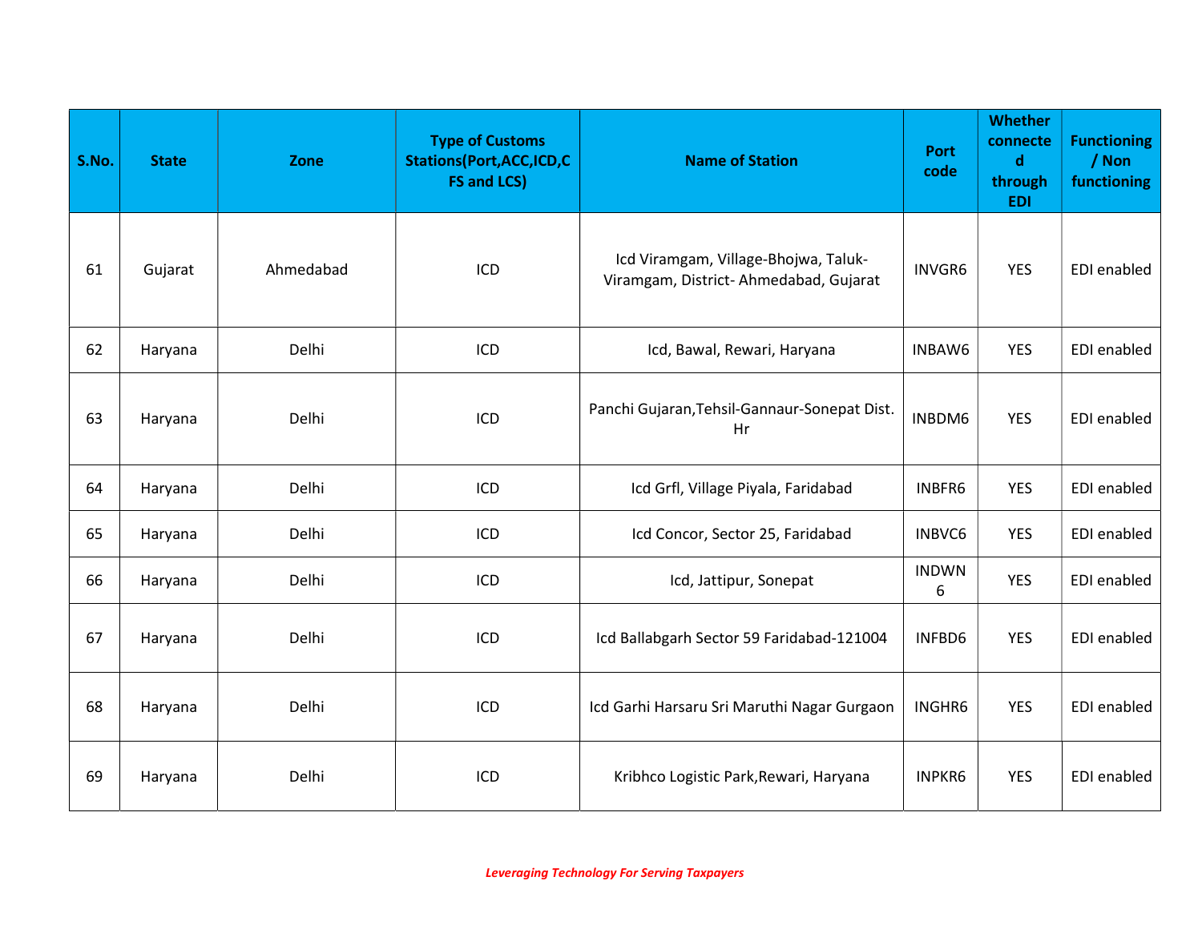| S.No. | State | Zone | Type of Customs Stations(Port,ACC,ICD,CFS and LCS) | Name of Station | Port code | Whether connected through EDI | Functioning / Non functioning |
|---|---|---|---|---|---|---|---|
| 61 | Gujarat | Ahmedabad | ICD | Icd Viramgam, Village-Bhojwa, Taluk-Viramgam, District- Ahmedabad, Gujarat | INVGR6 | YES | EDI enabled |
| 62 | Haryana | Delhi | ICD | Icd, Bawal, Rewari, Haryana | INBAW6 | YES | EDI enabled |
| 63 | Haryana | Delhi | ICD | Panchi Gujaran,Tehsil-Gannaur-Sonepat Dist. Hr | INBDM6 | YES | EDI enabled |
| 64 | Haryana | Delhi | ICD | Icd Grfl, Village Piyala, Faridabad | INBFR6 | YES | EDI enabled |
| 65 | Haryana | Delhi | ICD | Icd Concor, Sector 25, Faridabad | INBVC6 | YES | EDI enabled |
| 66 | Haryana | Delhi | ICD | Icd, Jattipur, Sonepat | INDWN6 | YES | EDI enabled |
| 67 | Haryana | Delhi | ICD | Icd Ballabgarh Sector 59 Faridabad-121004 | INFBD6 | YES | EDI enabled |
| 68 | Haryana | Delhi | ICD | Icd Garhi Harsaru Sri Maruthi Nagar Gurgaon | INGHR6 | YES | EDI enabled |
| 69 | Haryana | Delhi | ICD | Kribhco Logistic Park,Rewari, Haryana | INPKR6 | YES | EDI enabled |

*Leveraging Technology For Serving Taxpayers*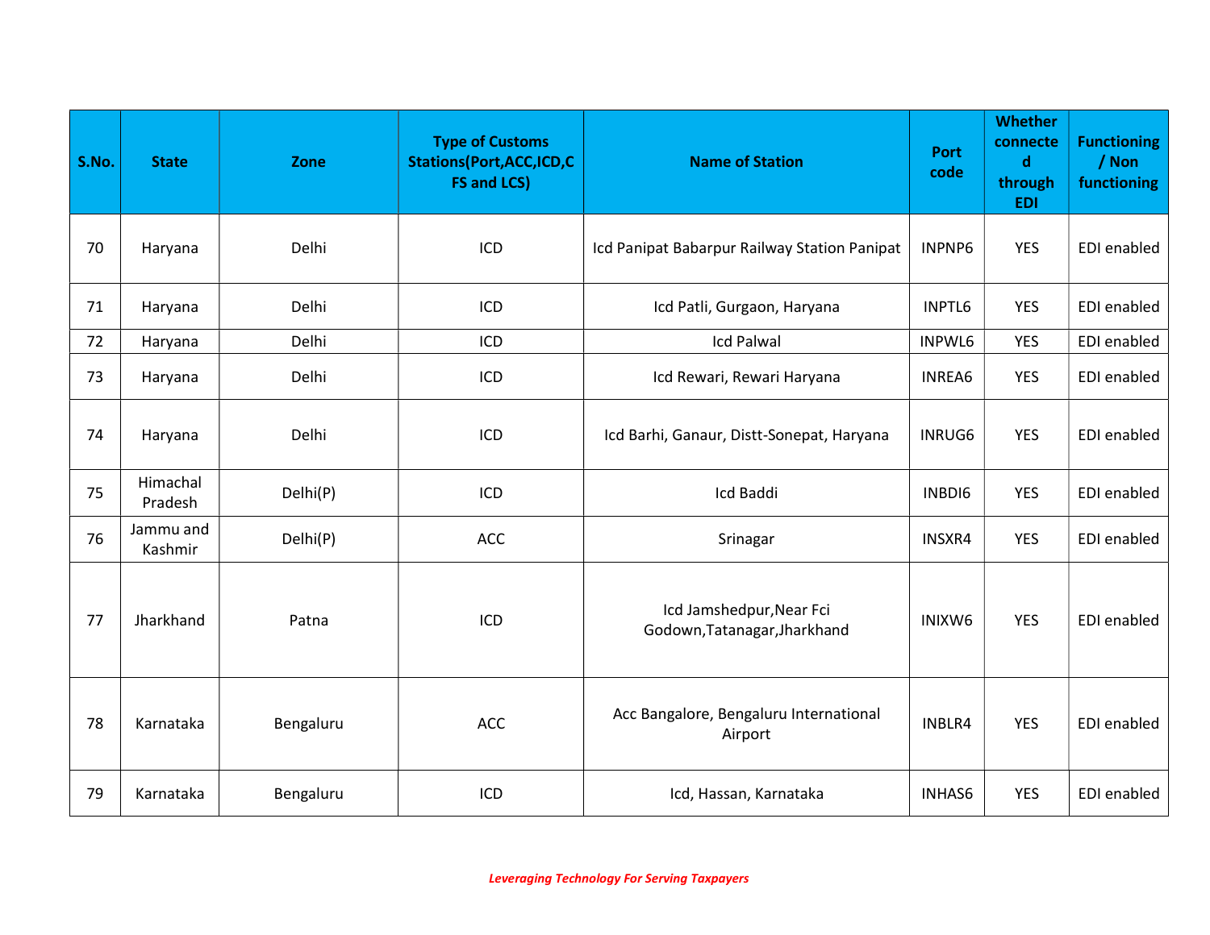| S.No. | State | Zone | Type of Customs Stations(Port,ACC,ICD,CFS and LCS) | Name of Station | Port code | Whether connected through EDI | Functioning / Non functioning |
|---|---|---|---|---|---|---|---|
| 70 | Haryana | Delhi | ICD | Icd Panipat Babarpur Railway Station Panipat | INPNP6 | YES | EDI enabled |
| 71 | Haryana | Delhi | ICD | Icd Patli, Gurgaon, Haryana | INPTL6 | YES | EDI enabled |
| 72 | Haryana | Delhi | ICD | Icd Palwal | INPWL6 | YES | EDI enabled |
| 73 | Haryana | Delhi | ICD | Icd Rewari, Rewari Haryana | INREA6 | YES | EDI enabled |
| 74 | Haryana | Delhi | ICD | Icd Barhi, Ganaur, Distt-Sonepat, Haryana | INRUG6 | YES | EDI enabled |
| 75 | Himachal Pradesh | Delhi(P) | ICD | Icd Baddi | INBDI6 | YES | EDI enabled |
| 76 | Jammu and Kashmir | Delhi(P) | ACC | Srinagar | INSXR4 | YES | EDI enabled |
| 77 | Jharkhand | Patna | ICD | Icd Jamshedpur,Near Fci Godown,Tatanagar,Jharkhand | INIXW6 | YES | EDI enabled |
| 78 | Karnataka | Bengaluru | ACC | Acc Bangalore, Bengaluru International Airport | INBLR4 | YES | EDI enabled |
| 79 | Karnataka | Bengaluru | ICD | Icd, Hassan, Karnataka | INHAS6 | YES | EDI enabled |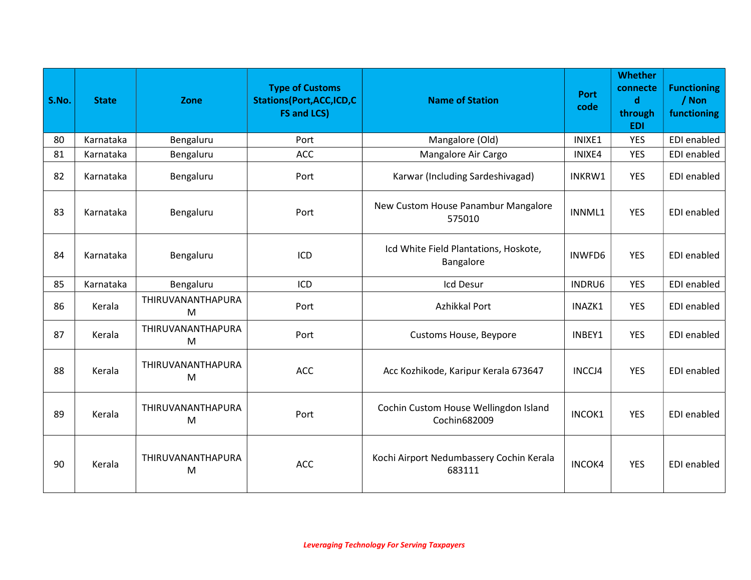| S.No. | State | Zone | Type of Customs Stations(Port,ACC,ICD,CFS and LCS) | Name of Station | Port code | Whether connected through EDI | Functioning / Non functioning |
|---|---|---|---|---|---|---|---|
| 80 | Karnataka | Bengaluru | Port | Mangalore (Old) | INIXE1 | YES | EDI enabled |
| 81 | Karnataka | Bengaluru | ACC | Mangalore Air Cargo | INIXE4 | YES | EDI enabled |
| 82 | Karnataka | Bengaluru | Port | Karwar (Including Sardeshivagad) | INKRW1 | YES | EDI enabled |
| 83 | Karnataka | Bengaluru | Port | New Custom House Panambur Mangalore 575010 | INNML1 | YES | EDI enabled |
| 84 | Karnataka | Bengaluru | ICD | Icd White Field Plantations, Hoskote, Bangalore | INWFD6 | YES | EDI enabled |
| 85 | Karnataka | Bengaluru | ICD | Icd Desur | INDRU6 | YES | EDI enabled |
| 86 | Kerala | THIRUVANANTHAPURAM | Port | Azhikkal Port | INAZK1 | YES | EDI enabled |
| 87 | Kerala | THIRUVANANTHAPURAM | Port | Customs House, Beypore | INBEY1 | YES | EDI enabled |
| 88 | Kerala | THIRUVANANTHAPURAM | ACC | Acc Kozhikode, Karipur Kerala 673647 | INCCJ4 | YES | EDI enabled |
| 89 | Kerala | THIRUVANANTHAPURAM | Port | Cochin Custom House Wellingdon Island Cochin682009 | INCOK1 | YES | EDI enabled |
| 90 | Kerala | THIRUVANANTHAPURAM | ACC | Kochi Airport Nedumbassery Cochin Kerala 683111 | INCOK4 | YES | EDI enabled |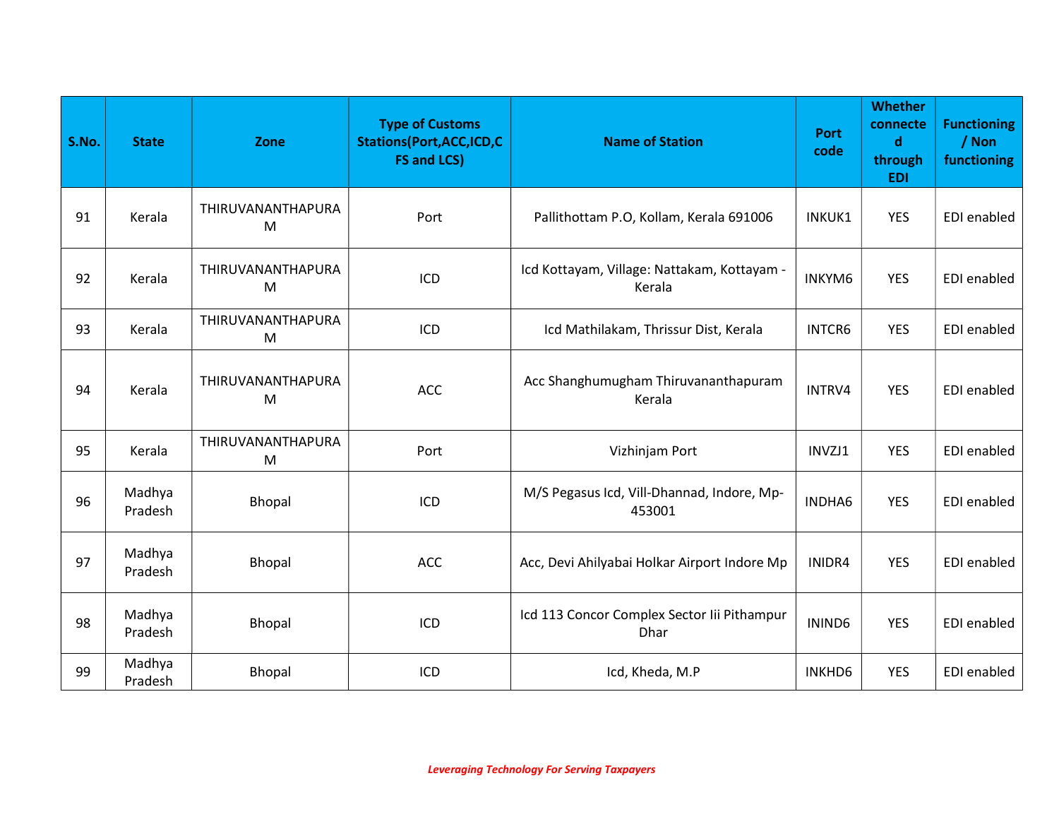| S.No. | State | Zone | Type of Customs Stations(Port,ACC,ICD,CFS and LCS) | Name of Station | Port code | Whether connected through EDI | Functioning / Non functioning |
|---|---|---|---|---|---|---|---|
| 91 | Kerala | THIRUVANANTHAPURAM | Port | Pallithottam P.O, Kollam, Kerala 691006 | INKUK1 | YES | EDI enabled |
| 92 | Kerala | THIRUVANANTHAPURAM | ICD | Icd Kottayam, Village: Nattakam, Kottayam - Kerala | INKYM6 | YES | EDI enabled |
| 93 | Kerala | THIRUVANANTHAPURAM | ICD | Icd Mathilakam, Thrissur Dist, Kerala | INTCR6 | YES | EDI enabled |
| 94 | Kerala | THIRUVANANTHAPURAM | ACC | Acc Shanghumugham Thiruvananthapuram Kerala | INTRV4 | YES | EDI enabled |
| 95 | Kerala | THIRUVANANTHAPURAM | Port | Vizhinjam Port | INVZJ1 | YES | EDI enabled |
| 96 | Madhya Pradesh | Bhopal | ICD | M/S Pegasus Icd, Vill-Dhannad, Indore, Mp-453001 | INDHA6 | YES | EDI enabled |
| 97 | Madhya Pradesh | Bhopal | ACC | Acc, Devi Ahilyabai Holkar Airport Indore Mp | INIDR4 | YES | EDI enabled |
| 98 | Madhya Pradesh | Bhopal | ICD | Icd 113 Concor Complex Sector Iii Pithampur Dhar | ININD6 | YES | EDI enabled |
| 99 | Madhya Pradesh | Bhopal | ICD | Icd, Kheda, M.P | INKHD6 | YES | EDI enabled |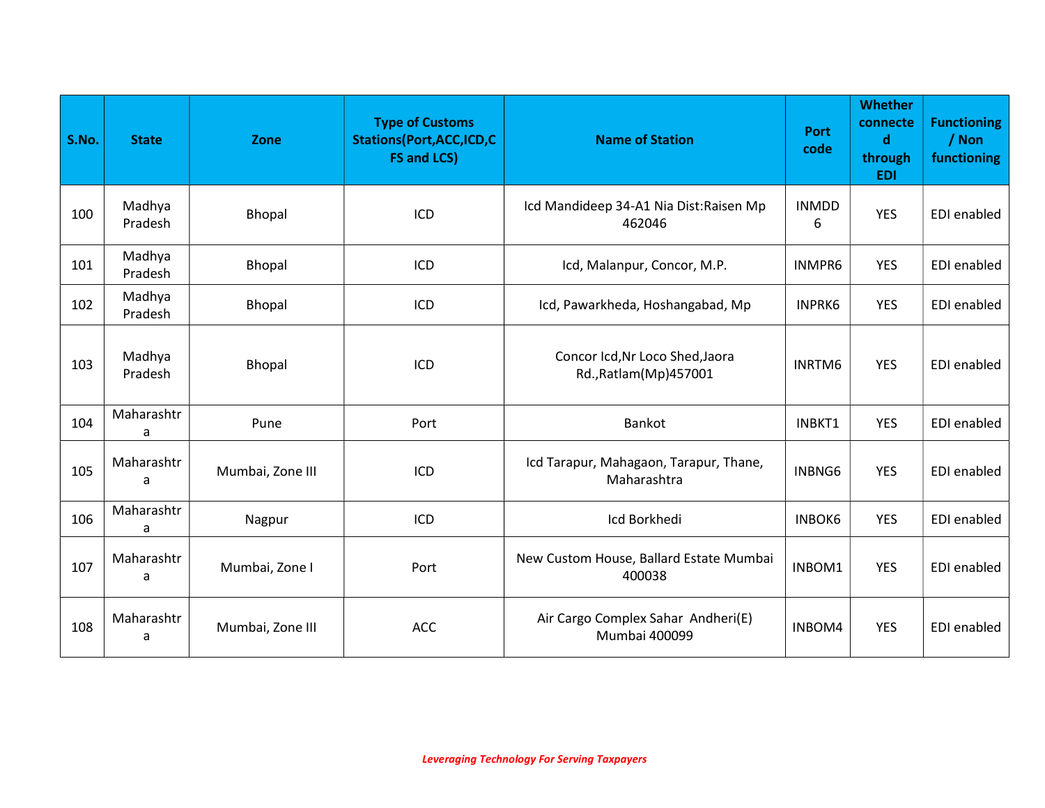| S.No. | State | Zone | Type of Customs Stations(Port,ACC,ICD,CFS and LCS) | Name of Station | Port code | Whether connected through EDI | Functioning / Non functioning |
|---|---|---|---|---|---|---|---|
| 100 | Madhya Pradesh | Bhopal | ICD | Icd Mandideep 34-A1 Nia Dist:Raisen Mp 462046 | INMDD6 | YES | EDI enabled |
| 101 | Madhya Pradesh | Bhopal | ICD | Icd, Malanpur, Concor, M.P. | INMPR6 | YES | EDI enabled |
| 102 | Madhya Pradesh | Bhopal | ICD | Icd, Pawarkheda, Hoshangabad, Mp | INPRK6 | YES | EDI enabled |
| 103 | Madhya Pradesh | Bhopal | ICD | Concor Icd,Nr Loco Shed,Jaora Rd.,Ratlam(Mp)457001 | INRTM6 | YES | EDI enabled |
| 104 | Maharashtra | Pune | Port | Bankot | INBKT1 | YES | EDI enabled |
| 105 | Maharashtra | Mumbai, Zone III | ICD | Icd Tarapur, Mahagaon, Tarapur, Thane, Maharashtra | INBNG6 | YES | EDI enabled |
| 106 | Maharashtra | Nagpur | ICD | Icd Borkhedi | INBOK6 | YES | EDI enabled |
| 107 | Maharashtra | Mumbai, Zone I | Port | New Custom House, Ballard Estate Mumbai 400038 | INBOM1 | YES | EDI enabled |
| 108 | Maharashtra | Mumbai, Zone III | ACC | Air Cargo Complex Sahar Andheri(E) Mumbai 400099 | INBOM4 | YES | EDI enabled |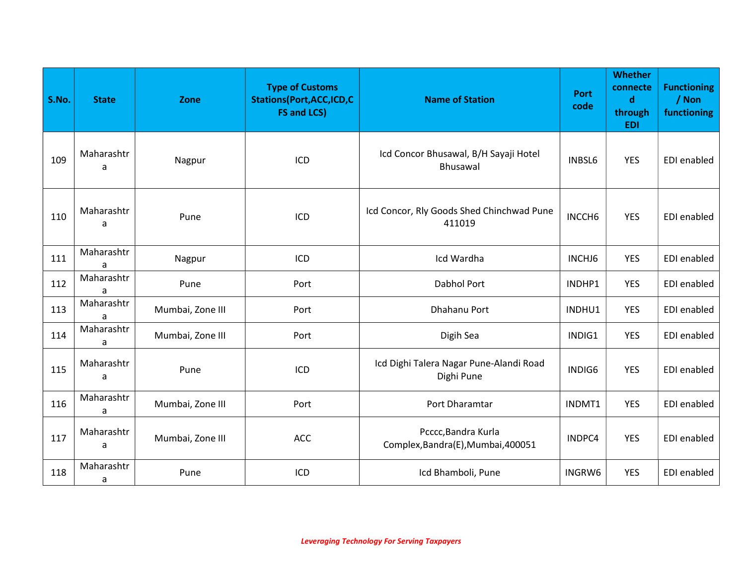| S.No. | State | Zone | Type of Customs Stations(Port,ACC,ICD,CFS and LCS) | Name of Station | Port code | Whether connected through EDI | Functioning / Non functioning |
|---|---|---|---|---|---|---|---|
| 109 | Maharashtra | Nagpur | ICD | Icd Concor Bhusawal, B/H Sayaji Hotel Bhusawal | INBSL6 | YES | EDI enabled |
| 110 | Maharashtra | Pune | ICD | Icd Concor, Rly Goods Shed Chinchwad Pune 411019 | INCCH6 | YES | EDI enabled |
| 111 | Maharashtra | Nagpur | ICD | Icd Wardha | INCHJ6 | YES | EDI enabled |
| 112 | Maharashtra | Pune | Port | Dabhol Port | INDHP1 | YES | EDI enabled |
| 113 | Maharashtra | Mumbai, Zone III | Port | Dhahanu Port | INDHU1 | YES | EDI enabled |
| 114 | Maharashtra | Mumbai, Zone III | Port | Digih Sea | INDIG1 | YES | EDI enabled |
| 115 | Maharashtra | Pune | ICD | Icd Dighi Talera Nagar Pune-Alandi Road Dighi Pune | INDIG6 | YES | EDI enabled |
| 116 | Maharashtra | Mumbai, Zone III | Port | Port Dharamtar | INDMT1 | YES | EDI enabled |
| 117 | Maharashtra | Mumbai, Zone III | ACC | Pcccc,Bandra Kurla Complex,Bandra(E),Mumbai,400051 | INDPC4 | YES | EDI enabled |
| 118 | Maharashtra | Pune | ICD | Icd Bhamboli, Pune | INGRW6 | YES | EDI enabled |

*Leveraging Technology For Serving Taxpayers*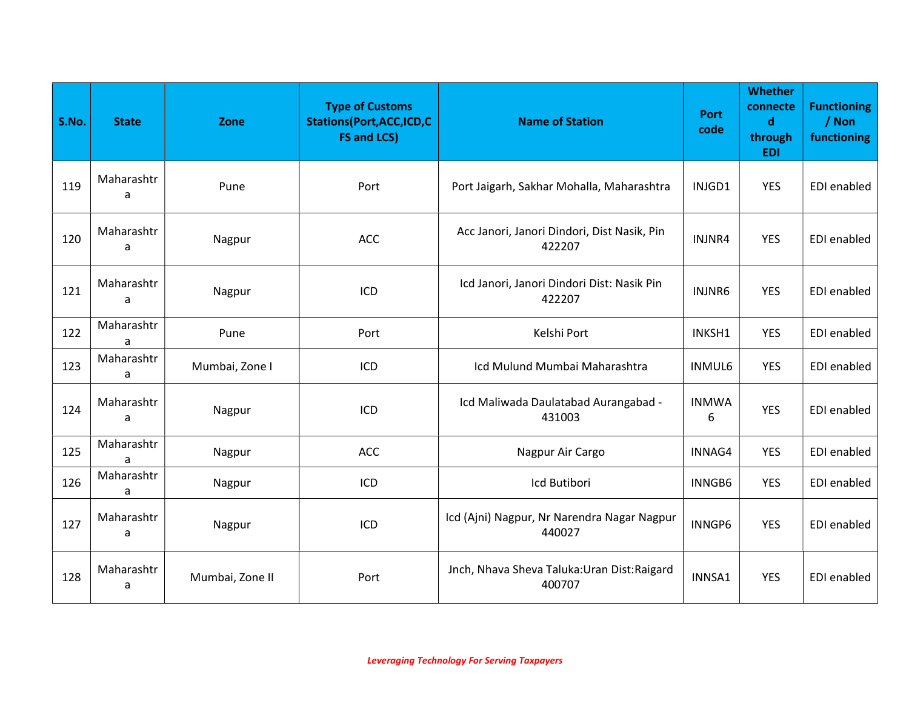| S.No. | State | Zone | Type of Customs Stations(Port,ACC,ICD,CFS and LCS) | Name of Station | Port code | Whether connected through EDI | Functioning / Non functioning |
|---|---|---|---|---|---|---|---|
| 119 | Maharashtra | Pune | Port | Port Jaigarh, Sakhar Mohalla, Maharashtra | INJGD1 | YES | EDI enabled |
| 120 | Maharashtra | Nagpur | ACC | Acc Janori, Janori Dindori, Dist Nasik, Pin 422207 | INJNR4 | YES | EDI enabled |
| 121 | Maharashtra | Nagpur | ICD | Icd Janori, Janori Dindori Dist: Nasik Pin 422207 | INJNR6 | YES | EDI enabled |
| 122 | Maharashtra | Pune | Port | Kelshi Port | INKSH1 | YES | EDI enabled |
| 123 | Maharashtra | Mumbai, Zone I | ICD | Icd Mulund Mumbai Maharashtra | INMUL6 | YES | EDI enabled |
| 124 | Maharashtra | Nagpur | ICD | Icd Maliwada Daulatabad Aurangabad - 431003 | INMWA6 | YES | EDI enabled |
| 125 | Maharashtra | Nagpur | ACC | Nagpur Air Cargo | INNAG4 | YES | EDI enabled |
| 126 | Maharashtra | Nagpur | ICD | Icd Butibori | INNGB6 | YES | EDI enabled |
| 127 | Maharashtra | Nagpur | ICD | Icd (Ajni) Nagpur, Nr Narendra Nagar Nagpur 440027 | INNGP6 | YES | EDI enabled |
| 128 | Maharashtra | Mumbai, Zone II | Port | Jnch, Nhava Sheva Taluka:Uran Dist:Raigard 400707 | INNSA1 | YES | EDI enabled |

*Leveraging Technology For Serving Taxpayers*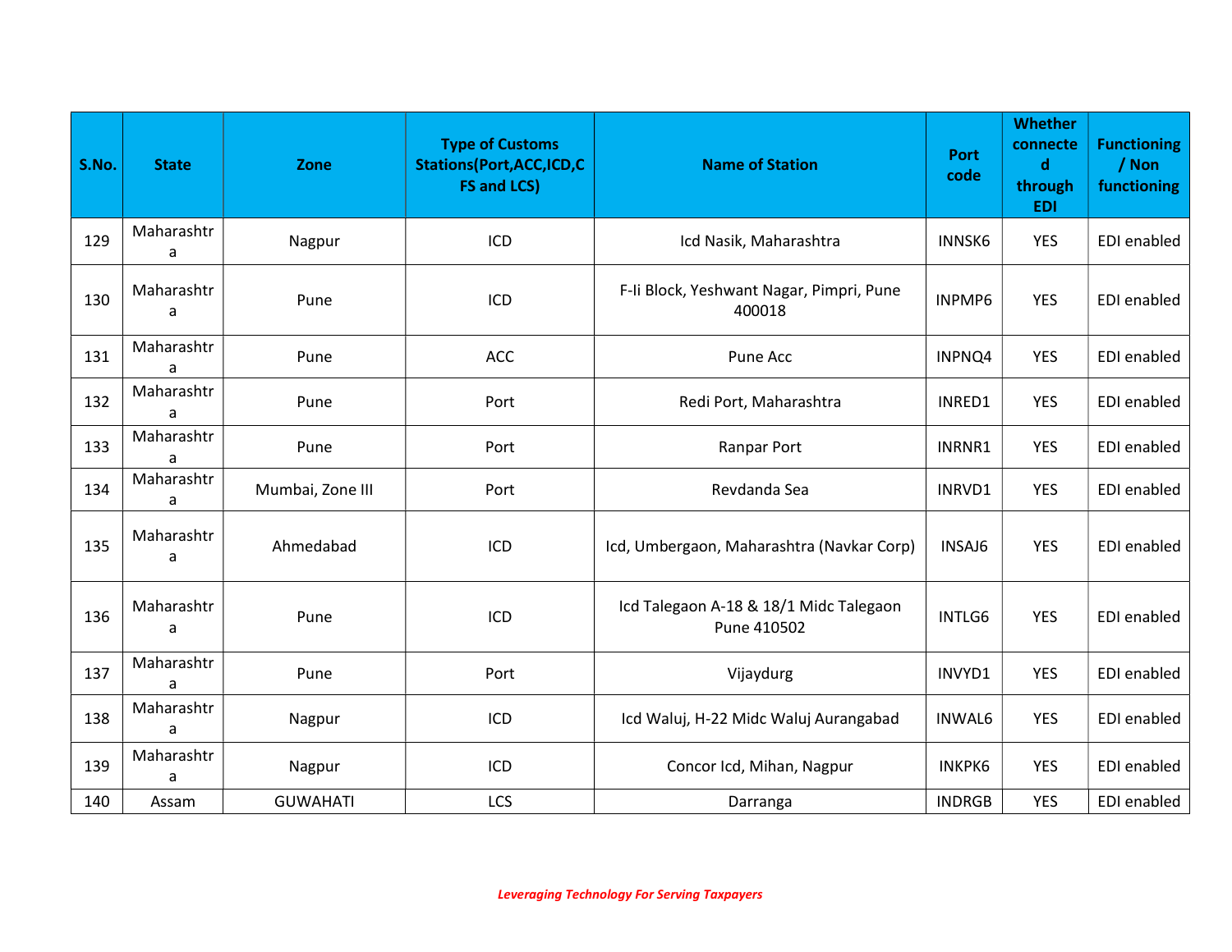| S.No. | State | Zone | Type of Customs Stations(Port,ACC,ICD,CFS and LCS) | Name of Station | Port code | Whether connected through EDI | Functioning / Non functioning |
|---|---|---|---|---|---|---|---|
| 129 | Maharashtra | Nagpur | ICD | Icd Nasik, Maharashtra | INNSK6 | YES | EDI enabled |
| 130 | Maharashtra | Pune | ICD | F-Ii Block, Yeshwant Nagar, Pimpri, Pune 400018 | INPMP6 | YES | EDI enabled |
| 131 | Maharashtra | Pune | ACC | Pune Acc | INPNQ4 | YES | EDI enabled |
| 132 | Maharashtra | Pune | Port | Redi Port, Maharashtra | INRED1 | YES | EDI enabled |
| 133 | Maharashtra | Pune | Port | Ranpar Port | INRNR1 | YES | EDI enabled |
| 134 | Maharashtra | Mumbai, Zone III | Port | Revdanda Sea | INRVD1 | YES | EDI enabled |
| 135 | Maharashtra | Ahmedabad | ICD | Icd, Umbergaon, Maharashtra (Navkar Corp) | INSAJ6 | YES | EDI enabled |
| 136 | Maharashtra | Pune | ICD | Icd Talegaon A-18 & 18/1 Midc Talegaon Pune 410502 | INTLG6 | YES | EDI enabled |
| 137 | Maharashtra | Pune | Port | Vijaydurg | INVYD1 | YES | EDI enabled |
| 138 | Maharashtra | Nagpur | ICD | Icd Waluj, H-22 Midc Waluj Aurangabad | INWAL6 | YES | EDI enabled |
| 139 | Maharashtra | Nagpur | ICD | Concor Icd, Mihan, Nagpur | INKPK6 | YES | EDI enabled |
| 140 | Assam | GUWAHATI | LCS | Darranga | INDRGB | YES | EDI enabled |

*Leveraging Technology For Serving Taxpayers*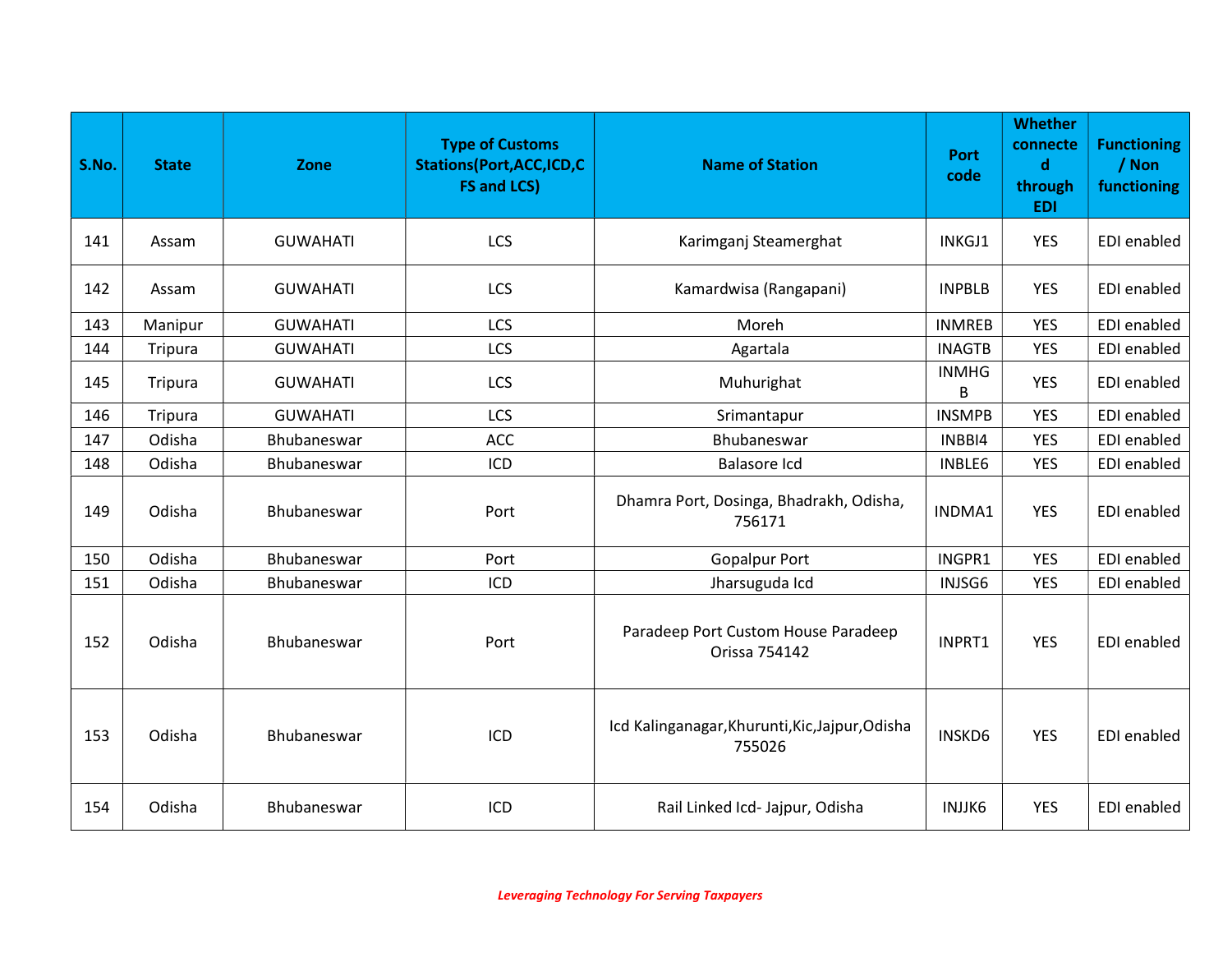| S.No. | State | Zone | Type of Customs Stations(Port,ACC,ICD,CFS and LCS) | Name of Station | Port code | Whether connected through EDI | Functioning / Non functioning |
|---|---|---|---|---|---|---|---|
| 141 | Assam | GUWAHATI | LCS | Karimganj Steamerghat | INKGJ1 | YES | EDI enabled |
| 142 | Assam | GUWAHATI | LCS | Kamardwisa (Rangapani) | INPBLB | YES | EDI enabled |
| 143 | Manipur | GUWAHATI | LCS | Moreh | INMREB | YES | EDI enabled |
| 144 | Tripura | GUWAHATI | LCS | Agartala | INAGTB | YES | EDI enabled |
| 145 | Tripura | GUWAHATI | LCS | Muhurighat | INMHGB | YES | EDI enabled |
| 146 | Tripura | GUWAHATI | LCS | Srimantapur | INSMPB | YES | EDI enabled |
| 147 | Odisha | Bhubaneswar | ACC | Bhubaneswar | INBBI4 | YES | EDI enabled |
| 148 | Odisha | Bhubaneswar | ICD | Balasore Icd | INBLE6 | YES | EDI enabled |
| 149 | Odisha | Bhubaneswar | Port | Dhamra Port, Dosinga, Bhadrakh, Odisha, 756171 | INDMA1 | YES | EDI enabled |
| 150 | Odisha | Bhubaneswar | Port | Gopalpur Port | INGPR1 | YES | EDI enabled |
| 151 | Odisha | Bhubaneswar | ICD | Jharsuguda Icd | INJSG6 | YES | EDI enabled |
| 152 | Odisha | Bhubaneswar | Port | Paradeep Port Custom House Paradeep Orissa 754142 | INPRT1 | YES | EDI enabled |
| 153 | Odisha | Bhubaneswar | ICD | Icd Kalinganagar,Khurunti,Kic,Jajpur,Odisha 755026 | INSKD6 | YES | EDI enabled |
| 154 | Odisha | Bhubaneswar | ICD | Rail Linked Icd- Jajpur, Odisha | INJJK6 | YES | EDI enabled |

*Leveraging Technology For Serving Taxpayers*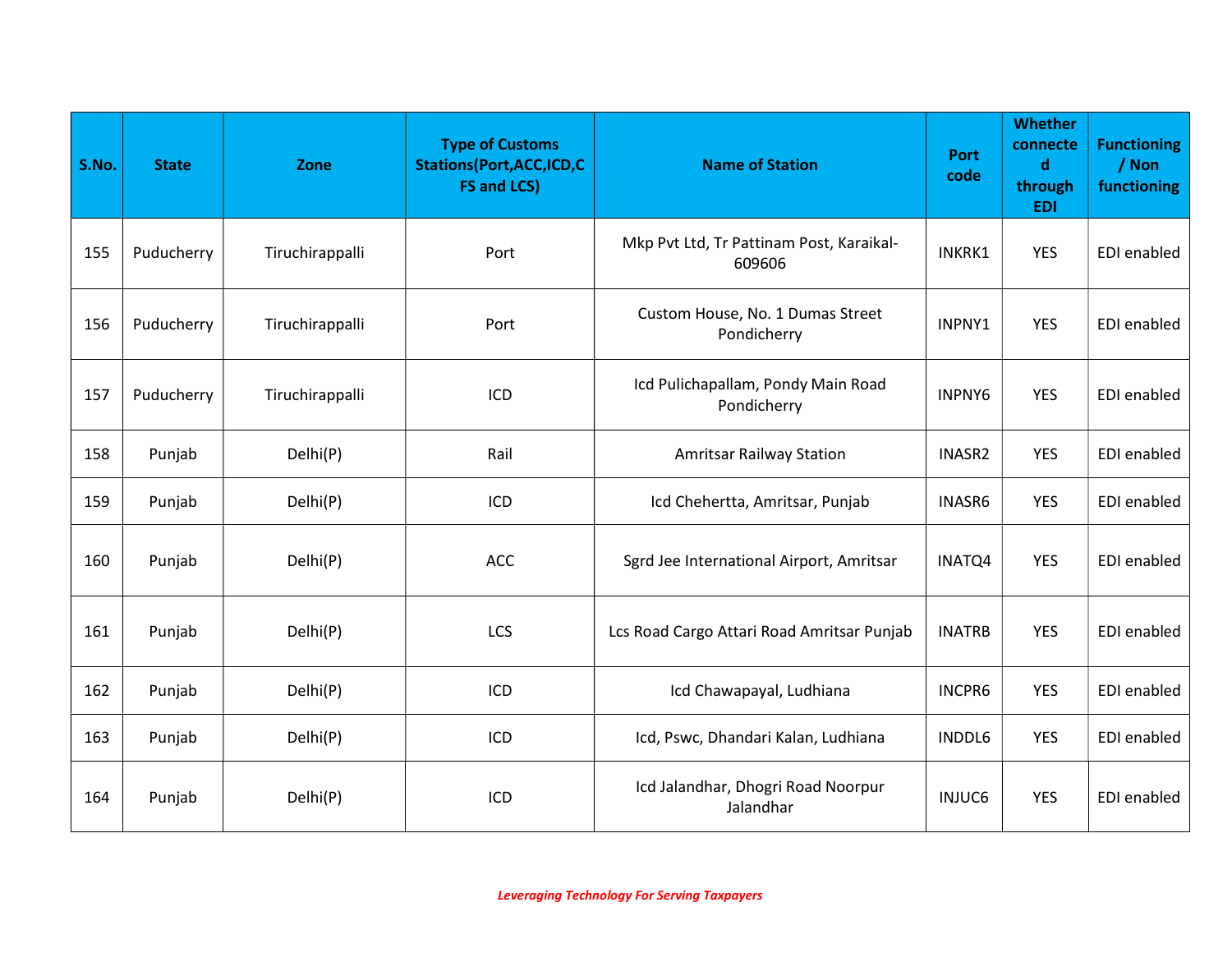| S.No. | State | Zone | Type of Customs Stations(Port,ACC,ICD,CFS and LCS) | Name of Station | Port code | Whether connected through EDI | Functioning / Non functioning |
|---|---|---|---|---|---|---|---|
| 155 | Puducherry | Tiruchirappalli | Port | Mkp Pvt Ltd, Tr Pattinam Post, Karaikal-609606 | INKRK1 | YES | EDI enabled |
| 156 | Puducherry | Tiruchirappalli | Port | Custom House, No. 1 Dumas Street Pondicherry | INPNY1 | YES | EDI enabled |
| 157 | Puducherry | Tiruchirappalli | ICD | Icd Pulichapallam, Pondy Main Road Pondicherry | INPNY6 | YES | EDI enabled |
| 158 | Punjab | Delhi(P) | Rail | Amritsar Railway Station | INASR2 | YES | EDI enabled |
| 159 | Punjab | Delhi(P) | ICD | Icd Chehertta, Amritsar, Punjab | INASR6 | YES | EDI enabled |
| 160 | Punjab | Delhi(P) | ACC | Sgrd Jee International Airport, Amritsar | INATQ4 | YES | EDI enabled |
| 161 | Punjab | Delhi(P) | LCS | Lcs Road Cargo Attari Road Amritsar Punjab | INATRB | YES | EDI enabled |
| 162 | Punjab | Delhi(P) | ICD | Icd Chawapayal, Ludhiana | INCPR6 | YES | EDI enabled |
| 163 | Punjab | Delhi(P) | ICD | Icd, Pswc, Dhandari Kalan, Ludhiana | INDDL6 | YES | EDI enabled |
| 164 | Punjab | Delhi(P) | ICD | Icd Jalandhar, Dhogri Road Noorpur Jalandhar | INJUC6 | YES | EDI enabled |

*Leveraging Technology For Serving Taxpayers*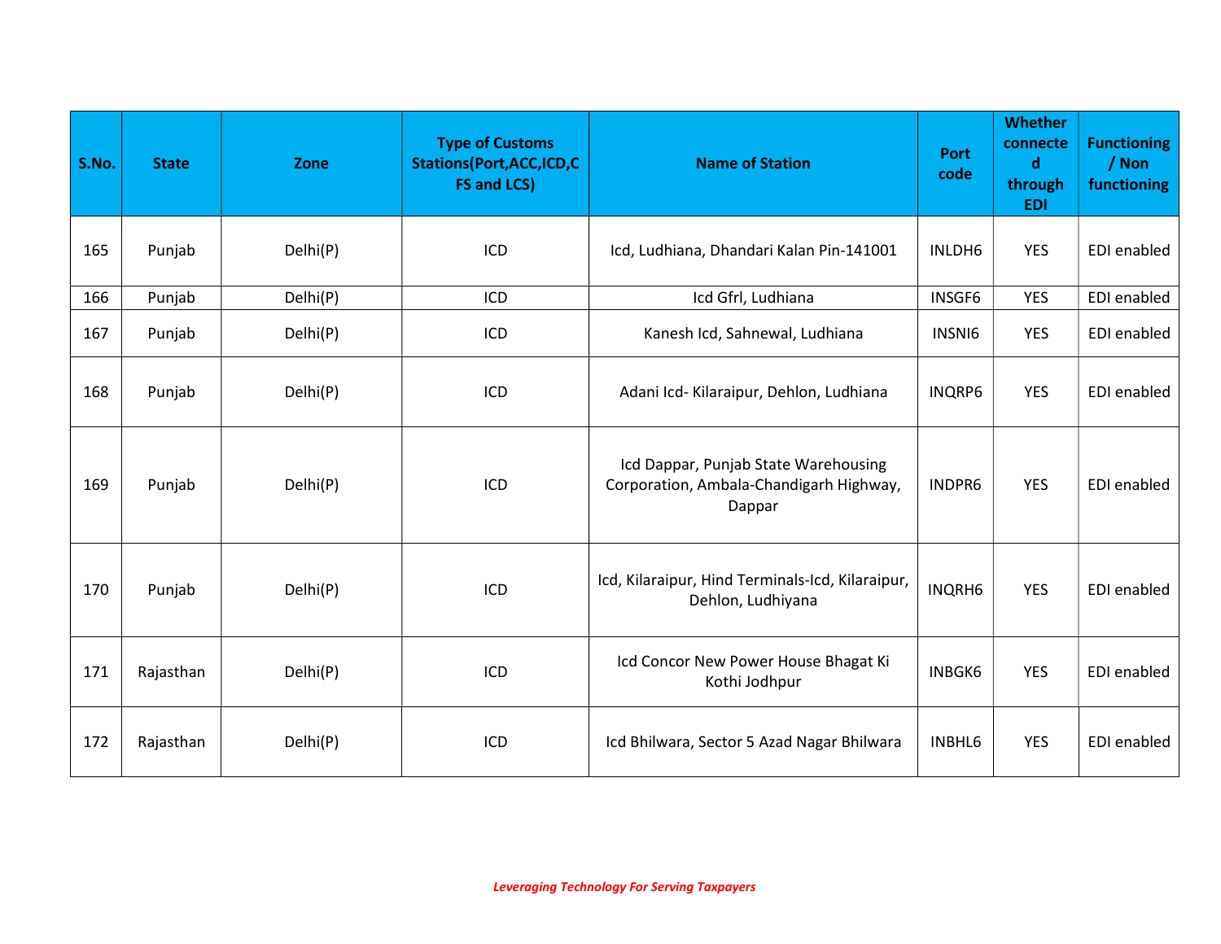| S.No. | State | Zone | Type of Customs Stations(Port,ACC,ICD,CFS and LCS) | Name of Station | Port code | Whether connected through EDI | Functioning / Non functioning |
|---|---|---|---|---|---|---|---|
| 165 | Punjab | Delhi(P) | ICD | Icd, Ludhiana, Dhandari Kalan Pin-141001 | INLDH6 | YES | EDI enabled |
| 166 | Punjab | Delhi(P) | ICD | Icd Gfrl, Ludhiana | INSGF6 | YES | EDI enabled |
| 167 | Punjab | Delhi(P) | ICD | Kanesh Icd, Sahnewal, Ludhiana | INSNI6 | YES | EDI enabled |
| 168 | Punjab | Delhi(P) | ICD | Adani Icd- Kilaraipur, Dehlon, Ludhiana | INQRP6 | YES | EDI enabled |
| 169 | Punjab | Delhi(P) | ICD | Icd Dappar, Punjab State Warehousing Corporation, Ambala-Chandigarh Highway, Dappar | INDPR6 | YES | EDI enabled |
| 170 | Punjab | Delhi(P) | ICD | Icd, Kilaraipur, Hind Terminals-Icd, Kilaraipur, Dehlon, Ludhiyana | INQRH6 | YES | EDI enabled |
| 171 | Rajasthan | Delhi(P) | ICD | Icd Concor New Power House Bhagat Ki Kothi Jodhpur | INBGK6 | YES | EDI enabled |
| 172 | Rajasthan | Delhi(P) | ICD | Icd Bhilwara, Sector 5 Azad Nagar Bhilwara | INBHL6 | YES | EDI enabled |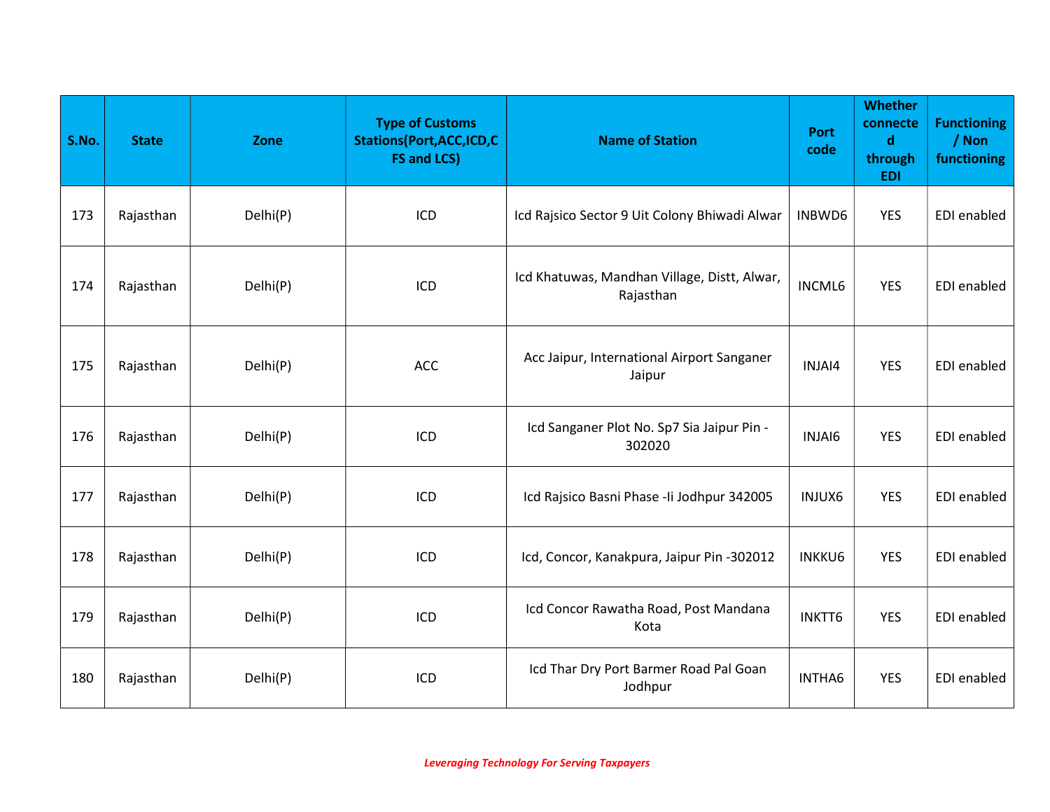| S.No. | State | Zone | Type of Customs Stations(Port,ACC,ICD,CFS and LCS) | Name of Station | Port code | Whether connected through EDI | Functioning / Non functioning |
|---|---|---|---|---|---|---|---|
| 173 | Rajasthan | Delhi(P) | ICD | Icd Rajsico Sector 9 Uit Colony Bhiwadi Alwar | INBWD6 | YES | EDI enabled |
| 174 | Rajasthan | Delhi(P) | ICD | Icd Khatuwas, Mandhan Village, Distt, Alwar, Rajasthan | INCML6 | YES | EDI enabled |
| 175 | Rajasthan | Delhi(P) | ACC | Acc Jaipur, International Airport Sanganer Jaipur | INJAI4 | YES | EDI enabled |
| 176 | Rajasthan | Delhi(P) | ICD | Icd Sanganer Plot No. Sp7 Sia Jaipur Pin - 302020 | INJAI6 | YES | EDI enabled |
| 177 | Rajasthan | Delhi(P) | ICD | Icd Rajsico Basni Phase -Ii Jodhpur 342005 | INJUX6 | YES | EDI enabled |
| 178 | Rajasthan | Delhi(P) | ICD | Icd, Concor, Kanakpura, Jaipur Pin -302012 | INKKU6 | YES | EDI enabled |
| 179 | Rajasthan | Delhi(P) | ICD | Icd Concor Rawatha Road, Post Mandana Kota | INKTT6 | YES | EDI enabled |
| 180 | Rajasthan | Delhi(P) | ICD | Icd Thar Dry Port Barmer Road Pal Goan Jodhpur | INTHA6 | YES | EDI enabled |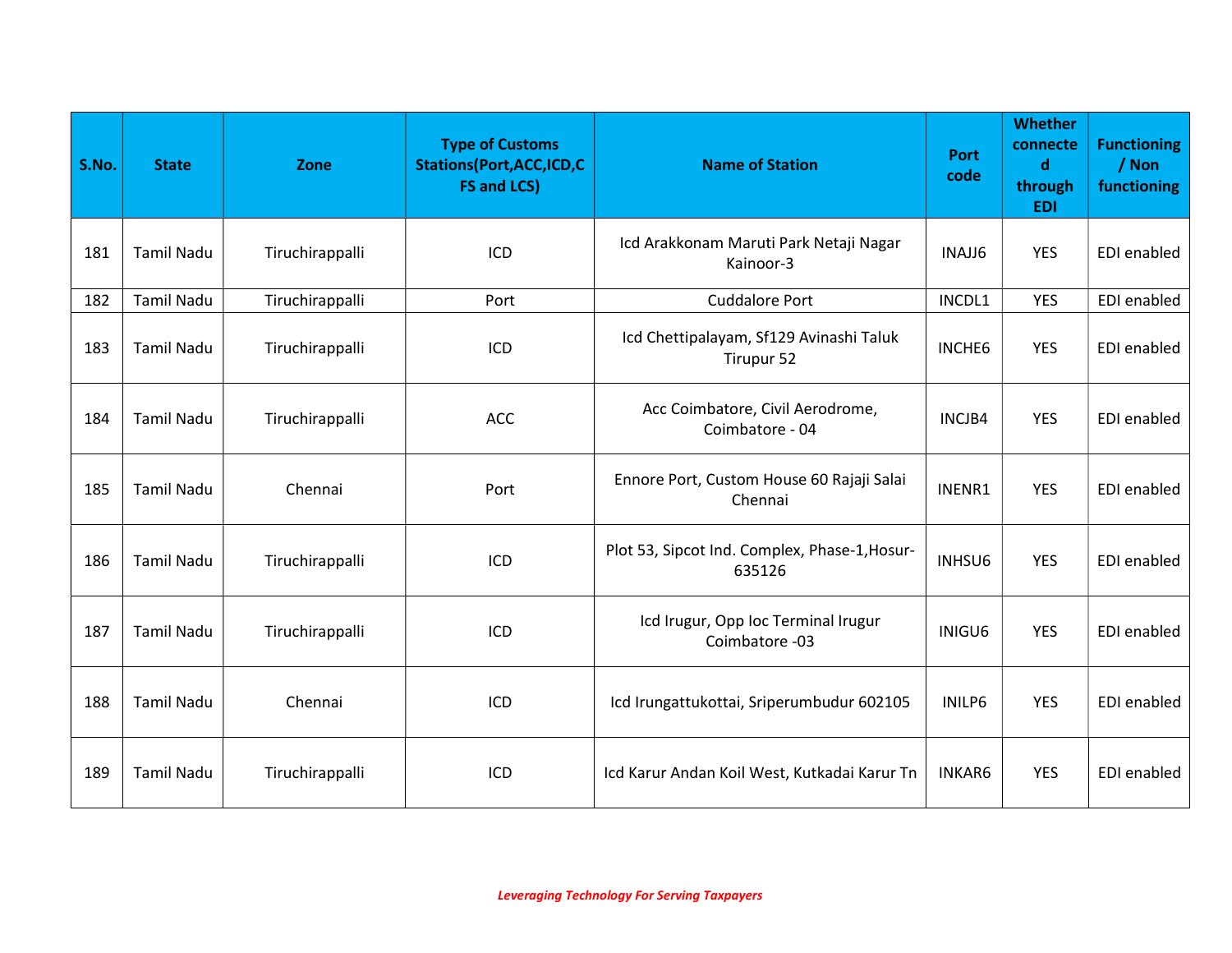| S.No. | State | Zone | Type of Customs Stations(Port,ACC,ICD,CFS and LCS) | Name of Station | Port code | Whether connected through EDI | Functioning / Non functioning |
|---|---|---|---|---|---|---|---|
| 181 | Tamil Nadu | Tiruchirappalli | ICD | Icd Arakkonam Maruti Park Netaji Nagar Kainoor-3 | INAJJ6 | YES | EDI enabled |
| 182 | Tamil Nadu | Tiruchirappalli | Port | Cuddalore Port | INCDL1 | YES | EDI enabled |
| 183 | Tamil Nadu | Tiruchirappalli | ICD | Icd Chettipalayam, Sf129 Avinashi Taluk Tirupur 52 | INCHE6 | YES | EDI enabled |
| 184 | Tamil Nadu | Tiruchirappalli | ACC | Acc Coimbatore, Civil Aerodrome, Coimbatore - 04 | INCJB4 | YES | EDI enabled |
| 185 | Tamil Nadu | Chennai | Port | Ennore Port, Custom House 60 Rajaji Salai Chennai | INENR1 | YES | EDI enabled |
| 186 | Tamil Nadu | Tiruchirappalli | ICD | Plot 53, Sipcot Ind. Complex, Phase-1,Hosur-635126 | INHSU6 | YES | EDI enabled |
| 187 | Tamil Nadu | Tiruchirappalli | ICD | Icd Irugur, Opp Ioc Terminal Irugur Coimbatore -03 | INIGU6 | YES | EDI enabled |
| 188 | Tamil Nadu | Chennai | ICD | Icd Irungattukottai, Sriperumbudur 602105 | INILP6 | YES | EDI enabled |
| 189 | Tamil Nadu | Tiruchirappalli | ICD | Icd Karur Andan Koil West, Kutkadai Karur Tn | INKAR6 | YES | EDI enabled |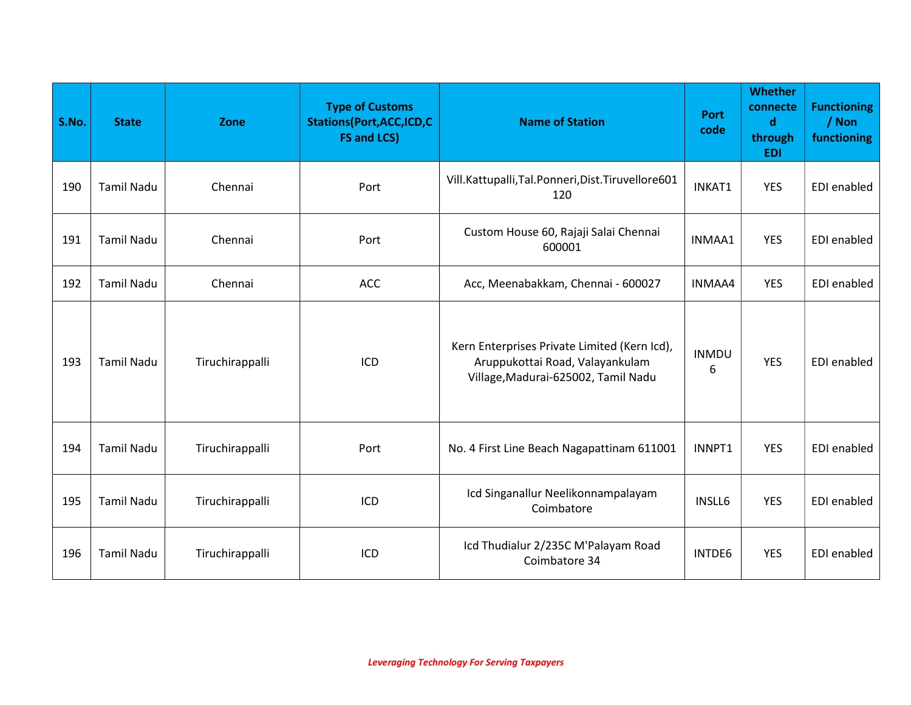| S.No. | State | Zone | Type of Customs Stations(Port,ACC,ICD,CFS and LCS) | Name of Station | Port code | Whether connected through EDI | Functioning / Non functioning |
|---|---|---|---|---|---|---|---|
| 190 | Tamil Nadu | Chennai | Port | Vill.Kattupalli,Tal.Ponneri,Dist.Tiruvellore601 120 | INKAT1 | YES | EDI enabled |
| 191 | Tamil Nadu | Chennai | Port | Custom House 60, Rajaji Salai Chennai 600001 | INMAA1 | YES | EDI enabled |
| 192 | Tamil Nadu | Chennai | ACC | Acc, Meenabakkam, Chennai - 600027 | INMAA4 | YES | EDI enabled |
| 193 | Tamil Nadu | Tiruchirappalli | ICD | Kern Enterprises Private Limited (Kern Icd), Aruppukottai Road, Valayankulam Village,Madurai-625002, Tamil Nadu | INMDU6 | YES | EDI enabled |
| 194 | Tamil Nadu | Tiruchirappalli | Port | No. 4 First Line Beach Nagapattinam 611001 | INNPT1 | YES | EDI enabled |
| 195 | Tamil Nadu | Tiruchirappalli | ICD | Icd Singanallur Neelikonnampalayam Coimbatore | INSLL6 | YES | EDI enabled |
| 196 | Tamil Nadu | Tiruchirappalli | ICD | Icd Thudialur 2/235C M'Palayam Road Coimbatore 34 | INTDE6 | YES | EDI enabled |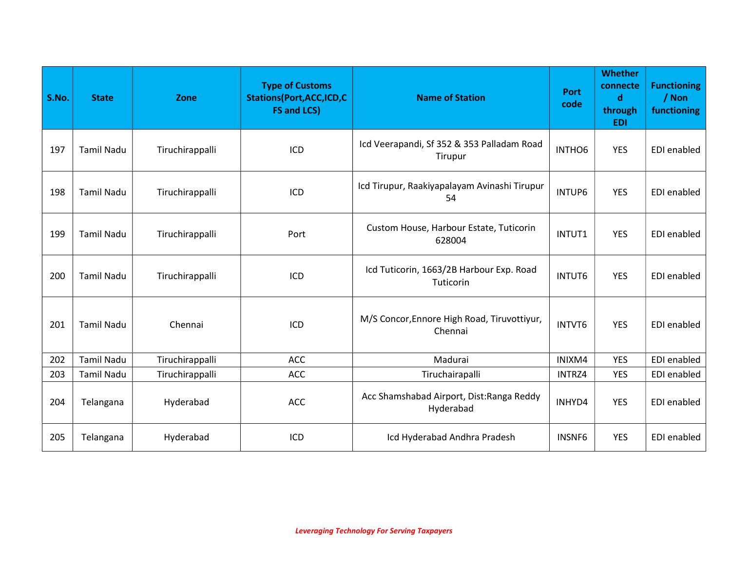| S.No. | State | Zone | Type of Customs Stations(Port,ACC,ICD,CFS and LCS) | Name of Station | Port code | Whether connected through EDI | Functioning / Non functioning |
|---|---|---|---|---|---|---|---|
| 197 | Tamil Nadu | Tiruchirappalli | ICD | Icd Veerapandi, Sf 352 & 353 Palladam Road Tirupur | INTHO6 | YES | EDI enabled |
| 198 | Tamil Nadu | Tiruchirappalli | ICD | Icd Tirupur, Raakiyapalayam Avinashi Tirupur 54 | INTUP6 | YES | EDI enabled |
| 199 | Tamil Nadu | Tiruchirappalli | Port | Custom House, Harbour Estate, Tuticorin 628004 | INTUT1 | YES | EDI enabled |
| 200 | Tamil Nadu | Tiruchirappalli | ICD | Icd Tuticorin, 1663/2B Harbour Exp. Road Tuticorin | INTUT6 | YES | EDI enabled |
| 201 | Tamil Nadu | Chennai | ICD | M/S Concor,Ennore High Road, Tiruvottiyur, Chennai | INTVT6 | YES | EDI enabled |
| 202 | Tamil Nadu | Tiruchirappalli | ACC | Madurai | INIXM4 | YES | EDI enabled |
| 203 | Tamil Nadu | Tiruchirappalli | ACC | Tiruchairapalli | INTRZ4 | YES | EDI enabled |
| 204 | Telangana | Hyderabad | ACC | Acc Shamshabad Airport, Dist:Ranga Reddy Hyderabad | INHYD4 | YES | EDI enabled |
| 205 | Telangana | Hyderabad | ICD | Icd Hyderabad Andhra Pradesh | INSNF6 | YES | EDI enabled |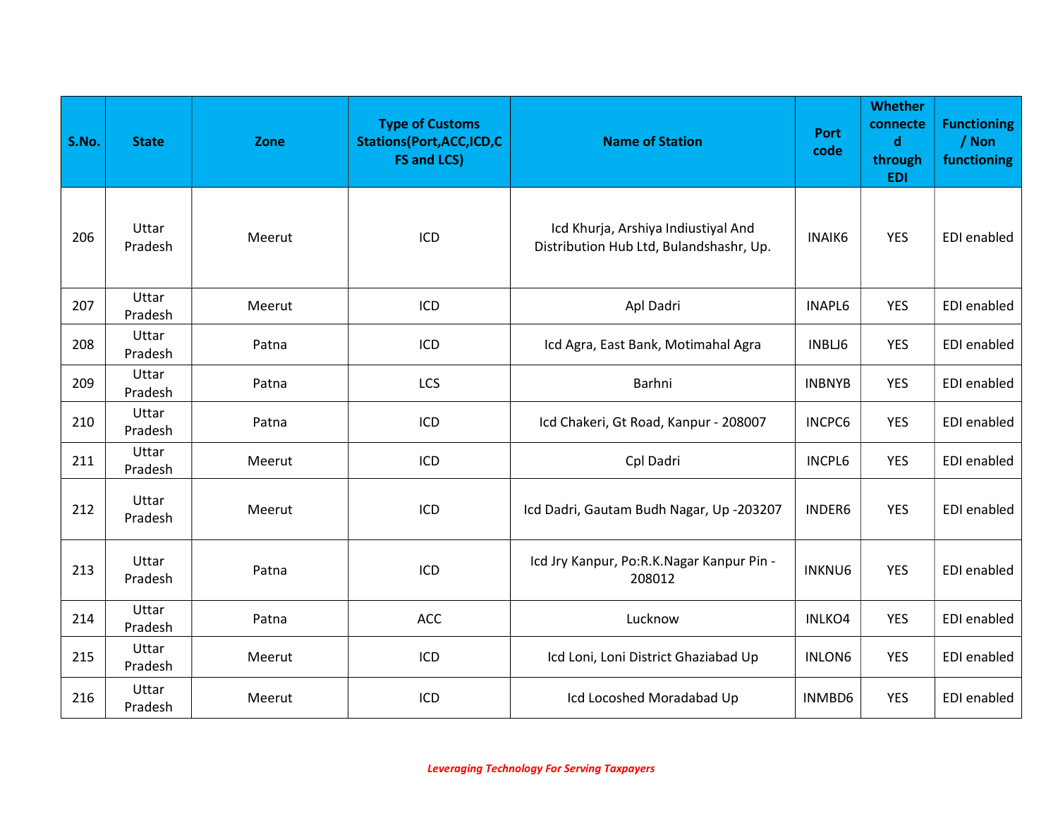| S.No. | State | Zone | Type of Customs Stations(Port,ACC,ICD,CFS and LCS) | Name of Station | Port code | Whether connected through EDI | Functioning / Non functioning |
|---|---|---|---|---|---|---|---|
| 206 | Uttar Pradesh | Meerut | ICD | Icd Khurja, Arshiya Indiustiyal And Distribution Hub Ltd, Bulandshashr, Up. | INAIK6 | YES | EDI enabled |
| 207 | Uttar Pradesh | Meerut | ICD | Apl Dadri | INAPL6 | YES | EDI enabled |
| 208 | Uttar Pradesh | Patna | ICD | Icd Agra, East Bank, Motimahal Agra | INBLJ6 | YES | EDI enabled |
| 209 | Uttar Pradesh | Patna | LCS | Barhni | INBNYB | YES | EDI enabled |
| 210 | Uttar Pradesh | Patna | ICD | Icd Chakeri, Gt Road, Kanpur - 208007 | INCPC6 | YES | EDI enabled |
| 211 | Uttar Pradesh | Meerut | ICD | Cpl Dadri | INCPL6 | YES | EDI enabled |
| 212 | Uttar Pradesh | Meerut | ICD | Icd Dadri, Gautam Budh Nagar, Up -203207 | INDER6 | YES | EDI enabled |
| 213 | Uttar Pradesh | Patna | ICD | Icd Jry Kanpur, Po:R.K.Nagar Kanpur Pin - 208012 | INKNU6 | YES | EDI enabled |
| 214 | Uttar Pradesh | Patna | ACC | Lucknow | INLKO4 | YES | EDI enabled |
| 215 | Uttar Pradesh | Meerut | ICD | Icd Loni, Loni District Ghaziabad Up | INLON6 | YES | EDI enabled |
| 216 | Uttar Pradesh | Meerut | ICD | Icd Locoshed Moradabad Up | INMBD6 | YES | EDI enabled |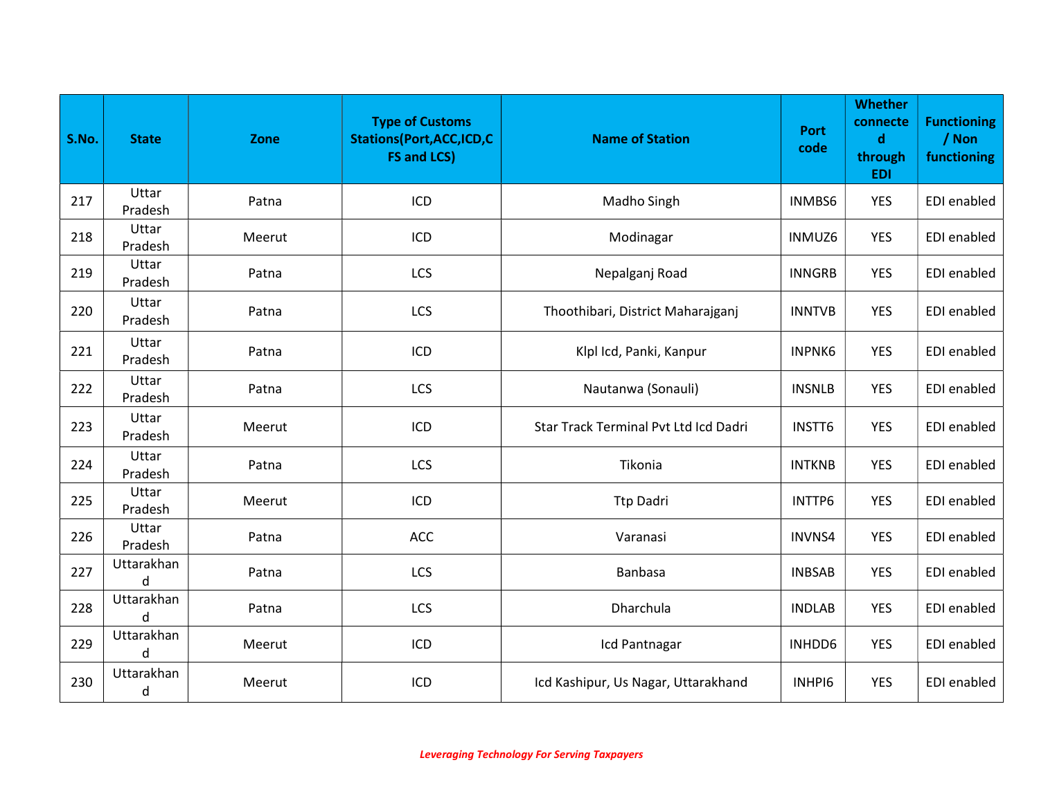| S.No. | State | Zone | Type of Customs Stations(Port,ACC,ICD,CFS and LCS) | Name of Station | Port code | Whether connected through EDI | Functioning / Non functioning |
|---|---|---|---|---|---|---|---|
| 217 | Uttar Pradesh | Patna | ICD | Madho Singh | INMBS6 | YES | EDI enabled |
| 218 | Uttar Pradesh | Meerut | ICD | Modinagar | INMUZ6 | YES | EDI enabled |
| 219 | Uttar Pradesh | Patna | LCS | Nepalganj Road | INNGRB | YES | EDI enabled |
| 220 | Uttar Pradesh | Patna | LCS | Thoothibari, District Maharajganj | INNTVB | YES | EDI enabled |
| 221 | Uttar Pradesh | Patna | ICD | Klpl Icd, Panki, Kanpur | INPNK6 | YES | EDI enabled |
| 222 | Uttar Pradesh | Patna | LCS | Nautanwa (Sonauli) | INSNLB | YES | EDI enabled |
| 223 | Uttar Pradesh | Meerut | ICD | Star Track Terminal Pvt Ltd Icd Dadri | INSTT6 | YES | EDI enabled |
| 224 | Uttar Pradesh | Patna | LCS | Tikonia | INTKNB | YES | EDI enabled |
| 225 | Uttar Pradesh | Meerut | ICD | Ttp Dadri | INTTP6 | YES | EDI enabled |
| 226 | Uttar Pradesh | Patna | ACC | Varanasi | INVNS4 | YES | EDI enabled |
| 227 | Uttarakhand | Patna | LCS | Banbasa | INBSAB | YES | EDI enabled |
| 228 | Uttarakhand | Patna | LCS | Dharchula | INDLAB | YES | EDI enabled |
| 229 | Uttarakhand | Meerut | ICD | Icd Pantnagar | INHDD6 | YES | EDI enabled |
| 230 | Uttarakhand | Meerut | ICD | Icd Kashipur, Us Nagar, Uttarakhand | INHPI6 | YES | EDI enabled |

*Leveraging Technology For Serving Taxpayers*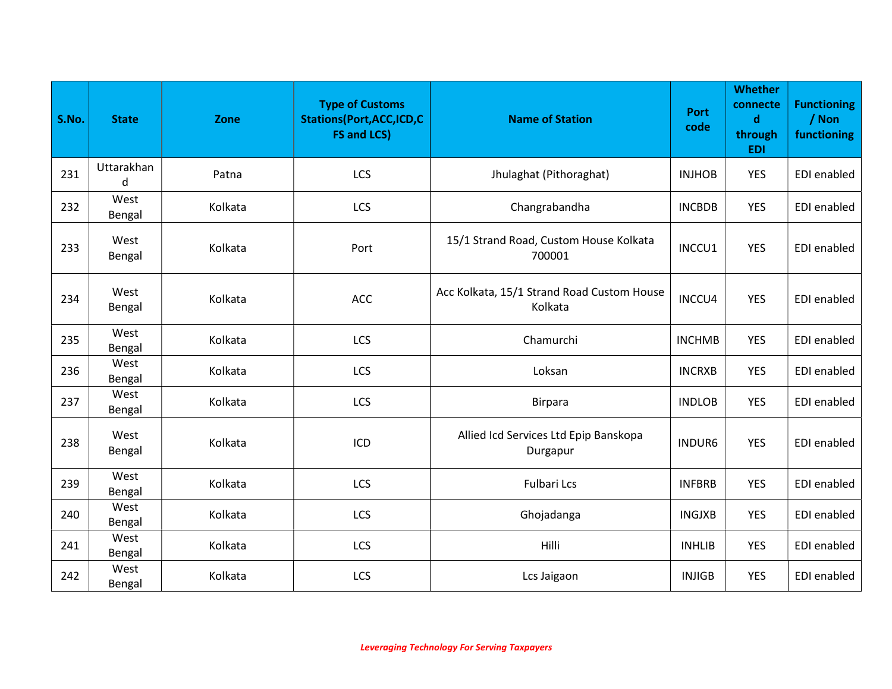| S.No. | State | Zone | Type of Customs Stations(Port,ACC,ICD,CFS and LCS) | Name of Station | Port code | Whether connected through EDI | Functioning / Non functioning |
|---|---|---|---|---|---|---|---|
| 231 | Uttarakhand | Patna | LCS | Jhulaghat (Pithoraghat) | INJHOB | YES | EDI enabled |
| 232 | West Bengal | Kolkata | LCS | Changrabandha | INCBDB | YES | EDI enabled |
| 233 | West Bengal | Kolkata | Port | 15/1 Strand Road, Custom House Kolkata 700001 | INCCU1 | YES | EDI enabled |
| 234 | West Bengal | Kolkata | ACC | Acc Kolkata, 15/1 Strand Road Custom House Kolkata | INCCU4 | YES | EDI enabled |
| 235 | West Bengal | Kolkata | LCS | Chamurchi | INCHMB | YES | EDI enabled |
| 236 | West Bengal | Kolkata | LCS | Loksan | INCRXB | YES | EDI enabled |
| 237 | West Bengal | Kolkata | LCS | Birpara | INDLOB | YES | EDI enabled |
| 238 | West Bengal | Kolkata | ICD | Allied Icd Services Ltd Epip Banskopa Durgapur | INDUR6 | YES | EDI enabled |
| 239 | West Bengal | Kolkata | LCS | Fulbari Lcs | INFBRB | YES | EDI enabled |
| 240 | West Bengal | Kolkata | LCS | Ghojadanga | INGJXB | YES | EDI enabled |
| 241 | West Bengal | Kolkata | LCS | Hilli | INHLIB | YES | EDI enabled |
| 242 | West Bengal | Kolkata | LCS | Lcs Jaigaon | INJIGB | YES | EDI enabled |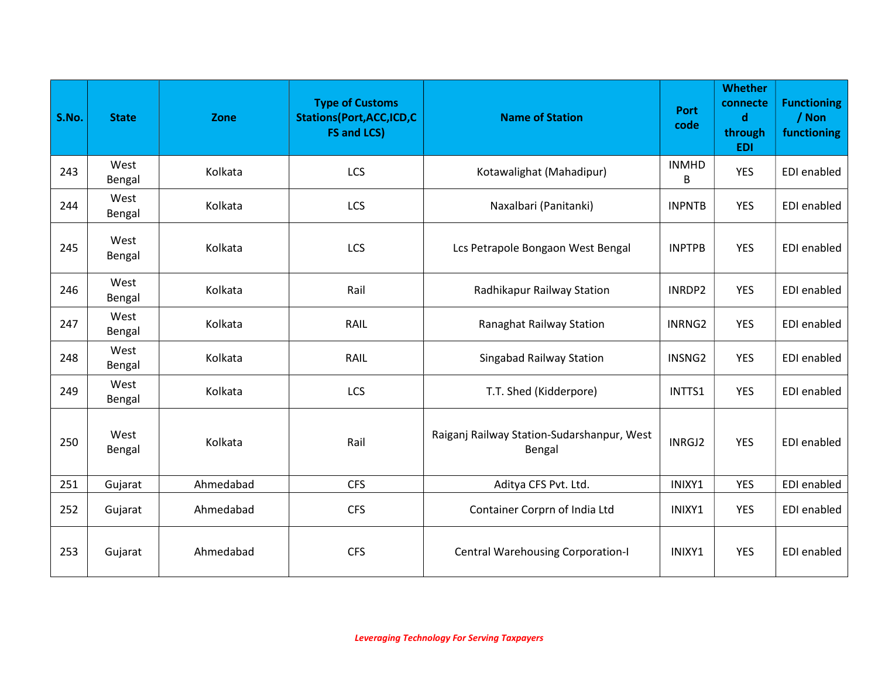| S.No. | State | Zone | Type of Customs Stations(Port,ACC,ICD,CFS and LCS) | Name of Station | Port code | Whether connected through EDI | Functioning / Non functioning |
|---|---|---|---|---|---|---|---|
| 243 | West Bengal | Kolkata | LCS | Kotawalighat (Mahadipur) | INMHDB | YES | EDI enabled |
| 244 | West Bengal | Kolkata | LCS | Naxalbari (Panitanki) | INPNTB | YES | EDI enabled |
| 245 | West Bengal | Kolkata | LCS | Lcs Petrapole Bongaon West Bengal | INPTPB | YES | EDI enabled |
| 246 | West Bengal | Kolkata | Rail | Radhikapur Railway Station | INRDP2 | YES | EDI enabled |
| 247 | West Bengal | Kolkata | RAIL | Ranaghat Railway Station | INRNG2 | YES | EDI enabled |
| 248 | West Bengal | Kolkata | RAIL | Singabad Railway Station | INSNG2 | YES | EDI enabled |
| 249 | West Bengal | Kolkata | LCS | T.T. Shed (Kidderpore) | INTTS1 | YES | EDI enabled |
| 250 | West Bengal | Kolkata | Rail | Raiganj Railway Station-Sudarshanpur, West Bengal | INRGJ2 | YES | EDI enabled |
| 251 | Gujarat | Ahmedabad | CFS | Aditya CFS Pvt. Ltd. | INIXY1 | YES | EDI enabled |
| 252 | Gujarat | Ahmedabad | CFS | Container Corprn of India Ltd | INIXY1 | YES | EDI enabled |
| 253 | Gujarat | Ahmedabad | CFS | Central Warehousing Corporation-I | INIXY1 | YES | EDI enabled |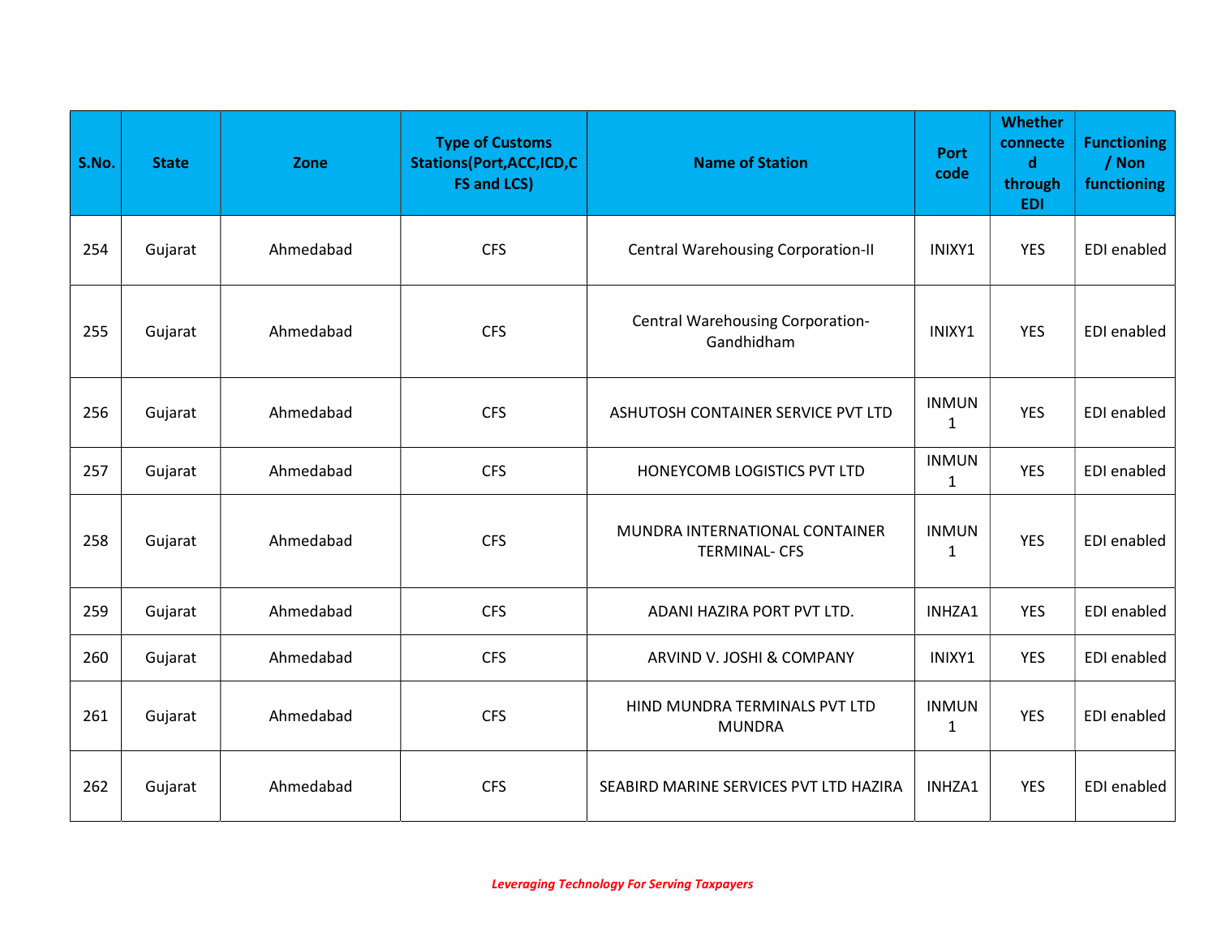| S.No. | State | Zone | Type of Customs Stations(Port,ACC,ICD,CFS and LCS) | Name of Station | Port code | Whether connected through EDI | Functioning / Non functioning |
|---|---|---|---|---|---|---|---|
| 254 | Gujarat | Ahmedabad | CFS | Central Warehousing Corporation-II | INIXY1 | YES | EDI enabled |
| 255 | Gujarat | Ahmedabad | CFS | Central Warehousing Corporation-Gandhidham | INIXY1 | YES | EDI enabled |
| 256 | Gujarat | Ahmedabad | CFS | ASHUTOSH CONTAINER SERVICE PVT LTD | INMUN1 | YES | EDI enabled |
| 257 | Gujarat | Ahmedabad | CFS | HONEYCOMB LOGISTICS PVT LTD | INMUN1 | YES | EDI enabled |
| 258 | Gujarat | Ahmedabad | CFS | MUNDRA INTERNATIONAL CONTAINER TERMINAL- CFS | INMUN1 | YES | EDI enabled |
| 259 | Gujarat | Ahmedabad | CFS | ADANI HAZIRA PORT PVT LTD. | INHZA1 | YES | EDI enabled |
| 260 | Gujarat | Ahmedabad | CFS | ARVIND V. JOSHI & COMPANY | INIXY1 | YES | EDI enabled |
| 261 | Gujarat | Ahmedabad | CFS | HIND MUNDRA TERMINALS PVT LTD MUNDRA | INMUN1 | YES | EDI enabled |
| 262 | Gujarat | Ahmedabad | CFS | SEABIRD MARINE SERVICES PVT LTD HAZIRA | INHZA1 | YES | EDI enabled |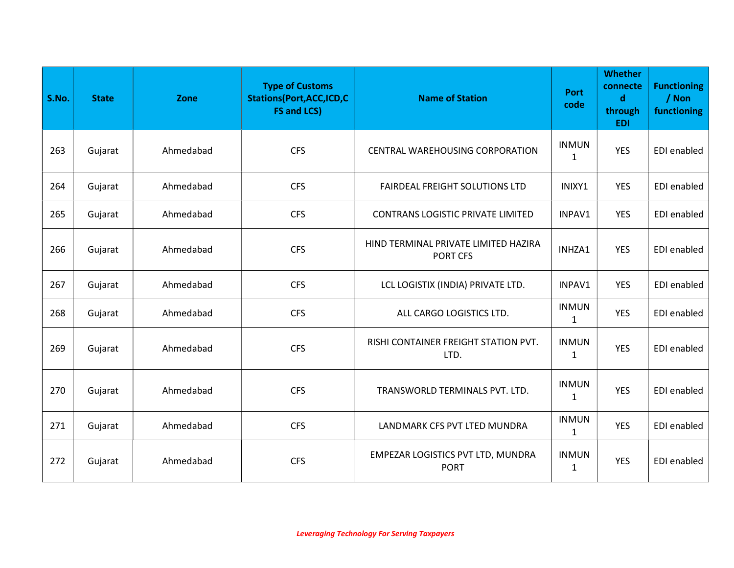| S.No. | State | Zone | Type of Customs Stations(Port,ACC,ICD,CFS and LCS) | Name of Station | Port code | Whether connected through EDI | Functioning / Non functioning |
|---|---|---|---|---|---|---|---|
| 263 | Gujarat | Ahmedabad | CFS | CENTRAL WAREHOUSING CORPORATION | INMUN1 | YES | EDI enabled |
| 264 | Gujarat | Ahmedabad | CFS | FAIRDEAL FREIGHT SOLUTIONS LTD | INIXY1 | YES | EDI enabled |
| 265 | Gujarat | Ahmedabad | CFS | CONTRANS LOGISTIC PRIVATE LIMITED | INPAV1 | YES | EDI enabled |
| 266 | Gujarat | Ahmedabad | CFS | HIND TERMINAL PRIVATE LIMITED HAZIRA PORT CFS | INHZA1 | YES | EDI enabled |
| 267 | Gujarat | Ahmedabad | CFS | LCL LOGISTIX (INDIA) PRIVATE LTD. | INPAV1 | YES | EDI enabled |
| 268 | Gujarat | Ahmedabad | CFS | ALL CARGO LOGISTICS LTD. | INMUN1 | YES | EDI enabled |
| 269 | Gujarat | Ahmedabad | CFS | RISHI CONTAINER FREIGHT STATION PVT. LTD. | INMUN1 | YES | EDI enabled |
| 270 | Gujarat | Ahmedabad | CFS | TRANSWORLD TERMINALS PVT. LTD. | INMUN1 | YES | EDI enabled |
| 271 | Gujarat | Ahmedabad | CFS | LANDMARK CFS PVT LTED MUNDRA | INMUN1 | YES | EDI enabled |
| 272 | Gujarat | Ahmedabad | CFS | EMPEZAR LOGISTICS PVT LTD, MUNDRA PORT | INMUN1 | YES | EDI enabled |

*Leveraging Technology For Serving Taxpayers*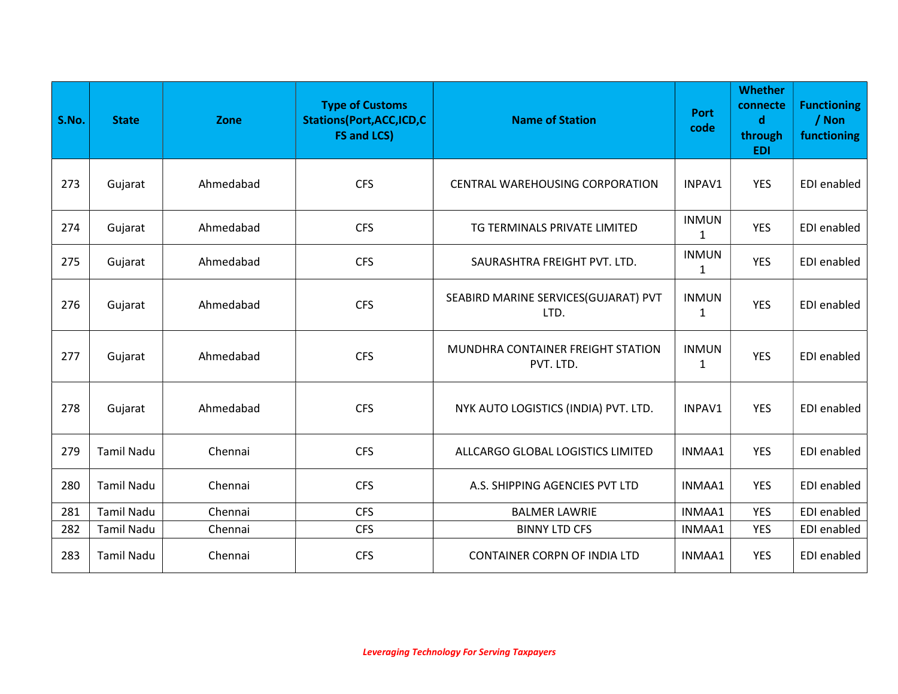| S.No. | State | Zone | Type of Customs Stations(Port,ACC,ICD,CFS and LCS) | Name of Station | Port code | Whether connected through EDI | Functioning / Non functioning |
|---|---|---|---|---|---|---|---|
| 273 | Gujarat | Ahmedabad | CFS | CENTRAL WAREHOUSING CORPORATION | INPAV1 | YES | EDI enabled |
| 274 | Gujarat | Ahmedabad | CFS | TG TERMINALS PRIVATE LIMITED | INMUN1 | YES | EDI enabled |
| 275 | Gujarat | Ahmedabad | CFS | SAURASHTRA FREIGHT PVT. LTD. | INMUN1 | YES | EDI enabled |
| 276 | Gujarat | Ahmedabad | CFS | SEABIRD MARINE SERVICES(GUJARAT) PVT LTD. | INMUN1 | YES | EDI enabled |
| 277 | Gujarat | Ahmedabad | CFS | MUNDHRA CONTAINER FREIGHT STATION PVT. LTD. | INMUN1 | YES | EDI enabled |
| 278 | Gujarat | Ahmedabad | CFS | NYK AUTO LOGISTICS (INDIA) PVT. LTD. | INPAV1 | YES | EDI enabled |
| 279 | Tamil Nadu | Chennai | CFS | ALLCARGO GLOBAL LOGISTICS LIMITED | INMAA1 | YES | EDI enabled |
| 280 | Tamil Nadu | Chennai | CFS | A.S. SHIPPING AGENCIES PVT LTD | INMAA1 | YES | EDI enabled |
| 281 | Tamil Nadu | Chennai | CFS | BALMER LAWRIE | INMAA1 | YES | EDI enabled |
| 282 | Tamil Nadu | Chennai | CFS | BINNY LTD CFS | INMAA1 | YES | EDI enabled |
| 283 | Tamil Nadu | Chennai | CFS | CONTAINER CORPN OF INDIA LTD | INMAA1 | YES | EDI enabled |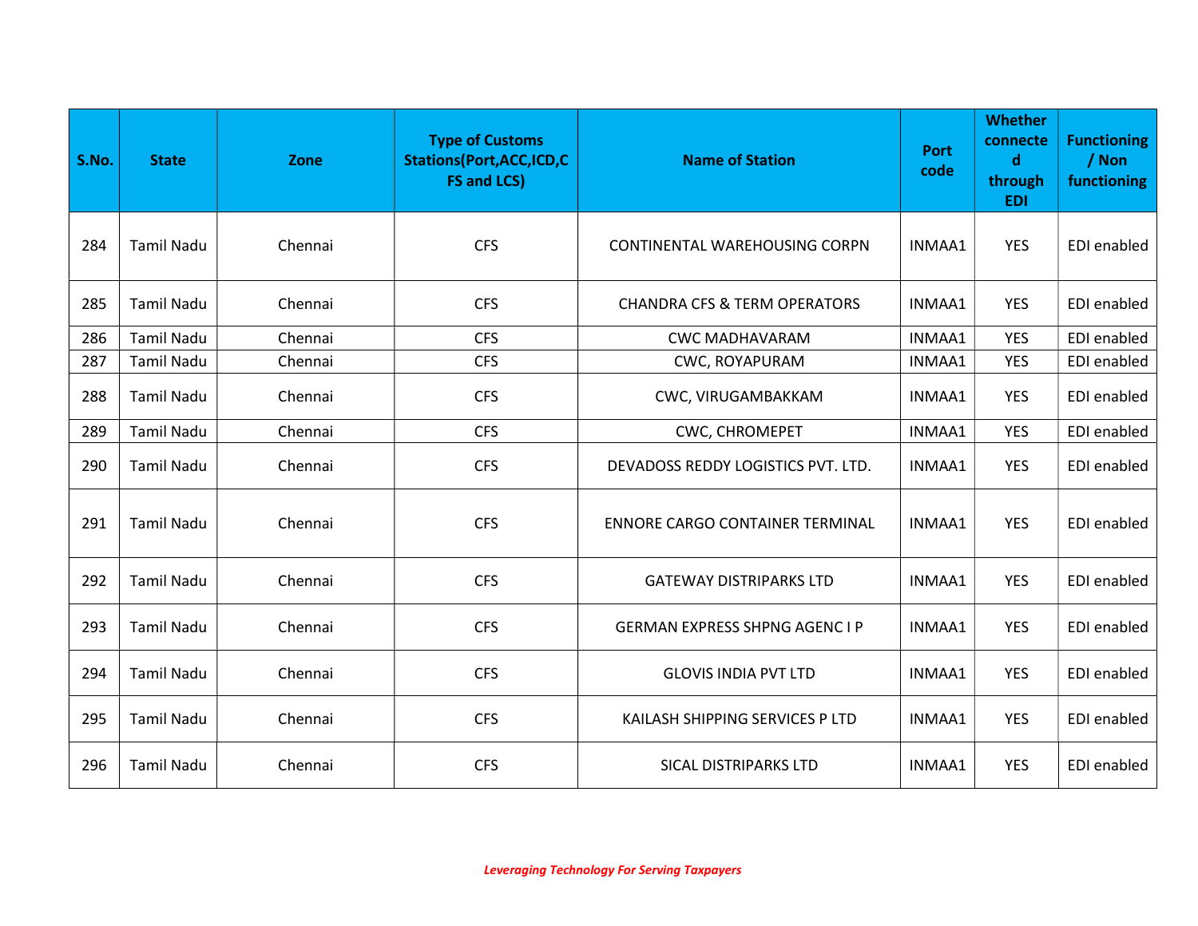| S.No. | State | Zone | Type of Customs Stations(Port,ACC,ICD,CFS and LCS) | Name of Station | Port code | Whether connected through EDI | Functioning / Non functioning |
|---|---|---|---|---|---|---|---|
| 284 | Tamil Nadu | Chennai | CFS | CONTINENTAL WAREHOUSING CORPN | INMAA1 | YES | EDI enabled |
| 285 | Tamil Nadu | Chennai | CFS | CHANDRA CFS & TERM OPERATORS | INMAA1 | YES | EDI enabled |
| 286 | Tamil Nadu | Chennai | CFS | CWC MADHAVARAM | INMAA1 | YES | EDI enabled |
| 287 | Tamil Nadu | Chennai | CFS | CWC, ROYAPURAM | INMAA1 | YES | EDI enabled |
| 288 | Tamil Nadu | Chennai | CFS | CWC, VIRUGAMBAKKAM | INMAA1 | YES | EDI enabled |
| 289 | Tamil Nadu | Chennai | CFS | CWC, CHROMEPET | INMAA1 | YES | EDI enabled |
| 290 | Tamil Nadu | Chennai | CFS | DEVADOSS REDDY LOGISTICS PVT. LTD. | INMAA1 | YES | EDI enabled |
| 291 | Tamil Nadu | Chennai | CFS | ENNORE CARGO CONTAINER TERMINAL | INMAA1 | YES | EDI enabled |
| 292 | Tamil Nadu | Chennai | CFS | GATEWAY DISTRIPARKS LTD | INMAA1 | YES | EDI enabled |
| 293 | Tamil Nadu | Chennai | CFS | GERMAN EXPRESS SHPNG AGENC I P | INMAA1 | YES | EDI enabled |
| 294 | Tamil Nadu | Chennai | CFS | GLOVIS INDIA PVT LTD | INMAA1 | YES | EDI enabled |
| 295 | Tamil Nadu | Chennai | CFS | KAILASH SHIPPING SERVICES P LTD | INMAA1 | YES | EDI enabled |
| 296 | Tamil Nadu | Chennai | CFS | SICAL DISTRIPARKS LTD | INMAA1 | YES | EDI enabled |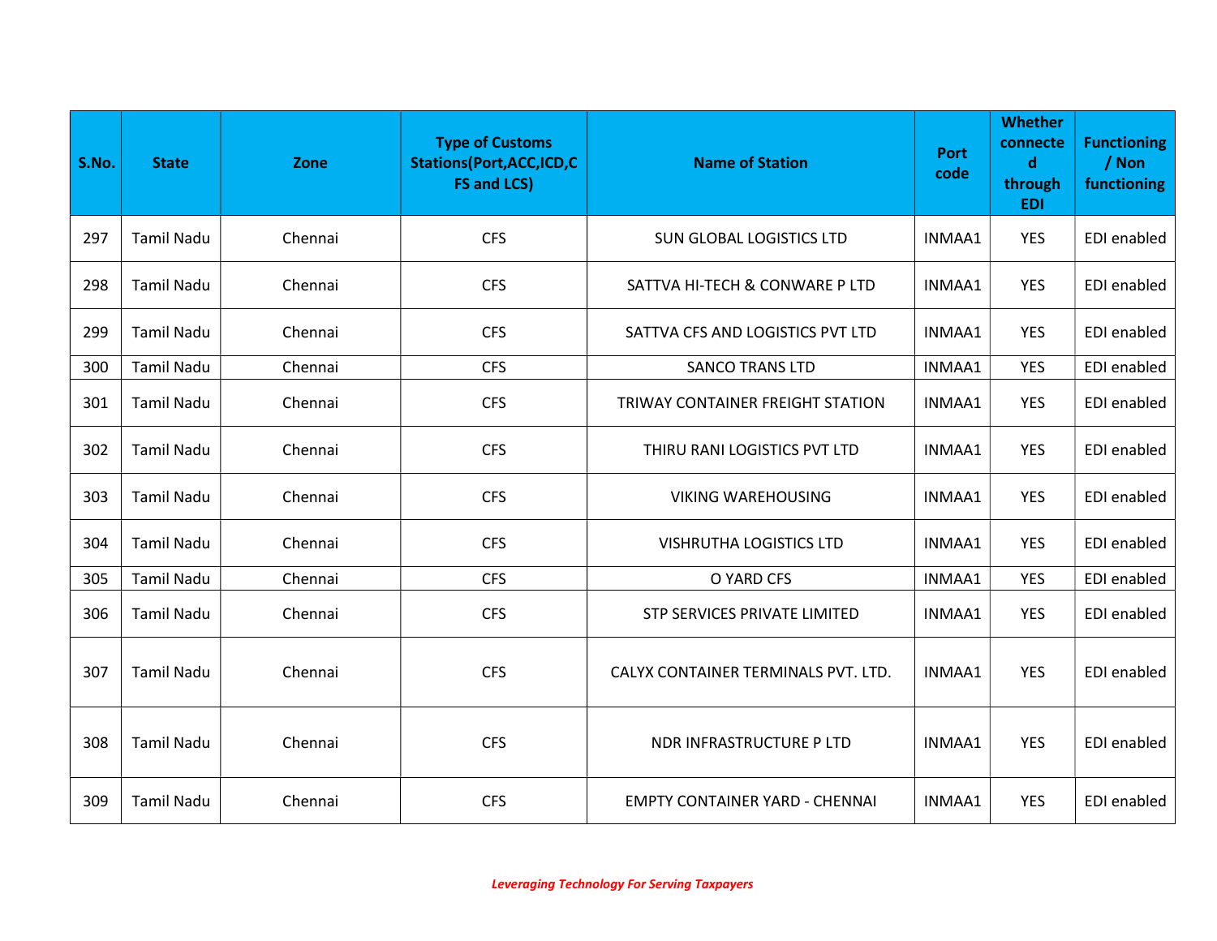| S.No. | State | Zone | Type of Customs Stations(Port,ACC,ICD,CFS and LCS) | Name of Station | Port code | Whether connected through EDI | Functioning / Non functioning |
|---|---|---|---|---|---|---|---|
| 297 | Tamil Nadu | Chennai | CFS | SUN GLOBAL LOGISTICS LTD | INMAA1 | YES | EDI enabled |
| 298 | Tamil Nadu | Chennai | CFS | SATTVA HI-TECH & CONWARE P LTD | INMAA1 | YES | EDI enabled |
| 299 | Tamil Nadu | Chennai | CFS | SATTVA CFS AND LOGISTICS PVT LTD | INMAA1 | YES | EDI enabled |
| 300 | Tamil Nadu | Chennai | CFS | SANCO TRANS LTD | INMAA1 | YES | EDI enabled |
| 301 | Tamil Nadu | Chennai | CFS | TRIWAY CONTAINER FREIGHT STATION | INMAA1 | YES | EDI enabled |
| 302 | Tamil Nadu | Chennai | CFS | THIRU RANI LOGISTICS PVT LTD | INMAA1 | YES | EDI enabled |
| 303 | Tamil Nadu | Chennai | CFS | VIKING WAREHOUSING | INMAA1 | YES | EDI enabled |
| 304 | Tamil Nadu | Chennai | CFS | VISHRUTHA LOGISTICS LTD | INMAA1 | YES | EDI enabled |
| 305 | Tamil Nadu | Chennai | CFS | O YARD CFS | INMAA1 | YES | EDI enabled |
| 306 | Tamil Nadu | Chennai | CFS | STP SERVICES PRIVATE LIMITED | INMAA1 | YES | EDI enabled |
| 307 | Tamil Nadu | Chennai | CFS | CALYX CONTAINER TERMINALS PVT. LTD. | INMAA1 | YES | EDI enabled |
| 308 | Tamil Nadu | Chennai | CFS | NDR INFRASTRUCTURE P LTD | INMAA1 | YES | EDI enabled |
| 309 | Tamil Nadu | Chennai | CFS | EMPTY CONTAINER YARD - CHENNAI | INMAA1 | YES | EDI enabled |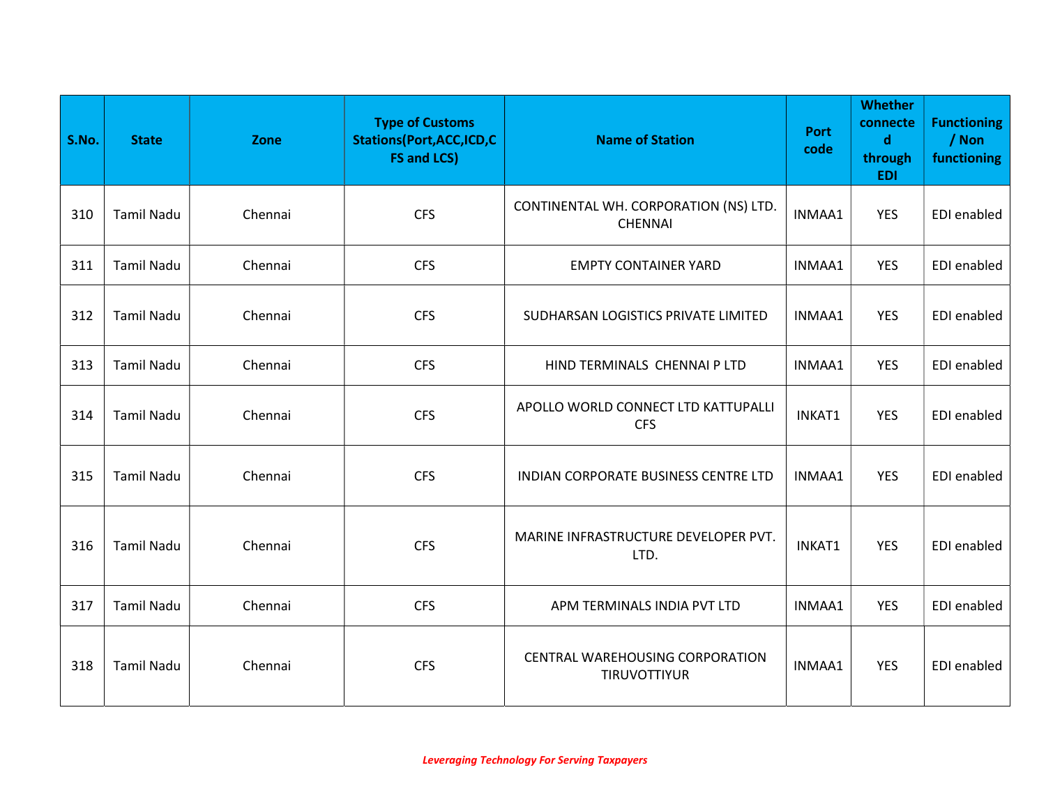| S.No. | State | Zone | Type of Customs Stations(Port,ACC,ICD,CFS and LCS) | Name of Station | Port code | Whether connected through EDI | Functioning / Non functioning |
|---|---|---|---|---|---|---|---|
| 310 | Tamil Nadu | Chennai | CFS | CONTINENTAL WH. CORPORATION (NS) LTD. CHENNAI | INMAA1 | YES | EDI enabled |
| 311 | Tamil Nadu | Chennai | CFS | EMPTY CONTAINER YARD | INMAA1 | YES | EDI enabled |
| 312 | Tamil Nadu | Chennai | CFS | SUDHARSAN LOGISTICS PRIVATE LIMITED | INMAA1 | YES | EDI enabled |
| 313 | Tamil Nadu | Chennai | CFS | HIND TERMINALS CHENNAI P LTD | INMAA1 | YES | EDI enabled |
| 314 | Tamil Nadu | Chennai | CFS | APOLLO WORLD CONNECT LTD KATTUPALLI CFS | INKAT1 | YES | EDI enabled |
| 315 | Tamil Nadu | Chennai | CFS | INDIAN CORPORATE BUSINESS CENTRE LTD | INMAA1 | YES | EDI enabled |
| 316 | Tamil Nadu | Chennai | CFS | MARINE INFRASTRUCTURE DEVELOPER PVT. LTD. | INKAT1 | YES | EDI enabled |
| 317 | Tamil Nadu | Chennai | CFS | APM TERMINALS INDIA PVT LTD | INMAA1 | YES | EDI enabled |
| 318 | Tamil Nadu | Chennai | CFS | CENTRAL WAREHOUSING CORPORATION TIRUVOTTIYUR | INMAA1 | YES | EDI enabled |

*Leveraging Technology For Serving Taxpayers*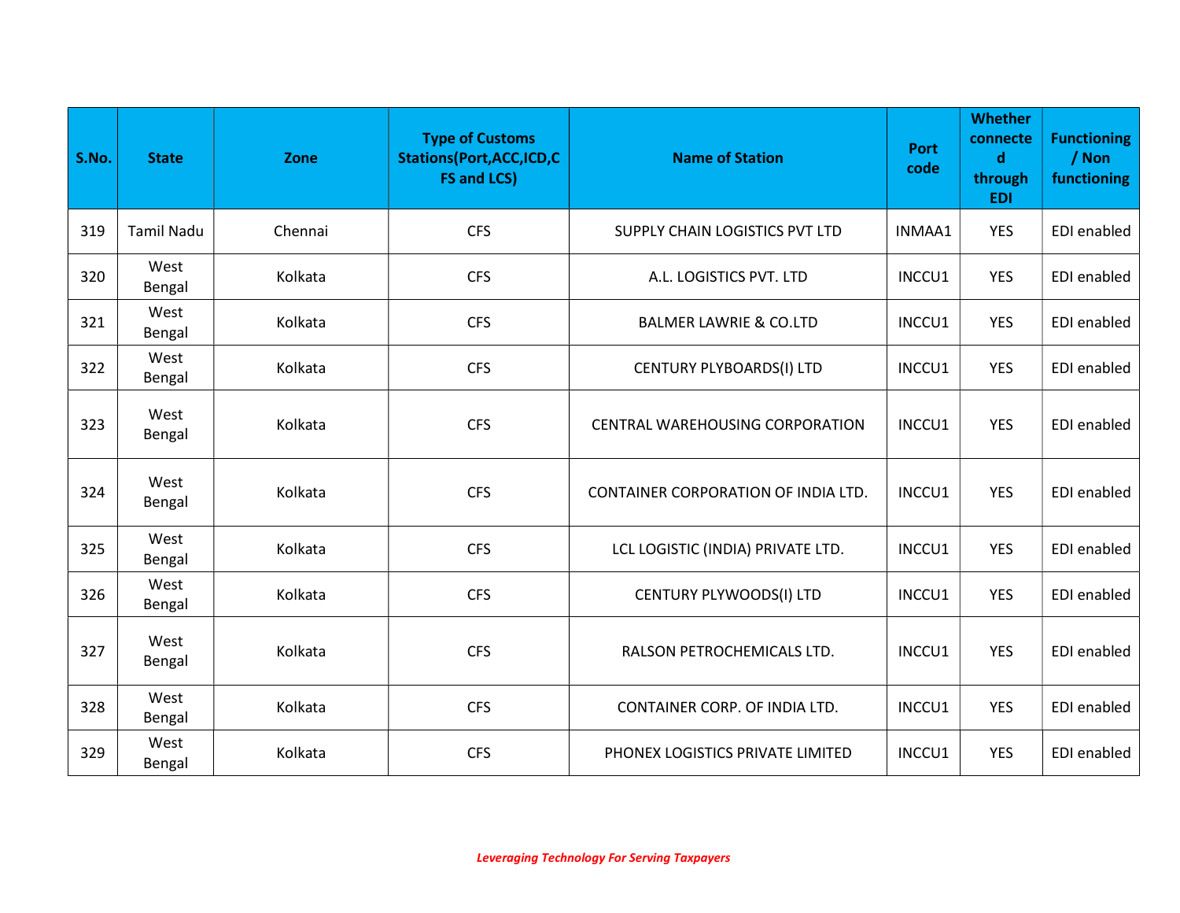| S.No. | State | Zone | Type of Customs Stations(Port,ACC,ICD,CFS and LCS) | Name of Station | Port code | Whether connected through EDI | Functioning / Non functioning |
|---|---|---|---|---|---|---|---|
| 319 | Tamil Nadu | Chennai | CFS | SUPPLY CHAIN LOGISTICS PVT LTD | INMAA1 | YES | EDI enabled |
| 320 | West Bengal | Kolkata | CFS | A.L. LOGISTICS PVT. LTD | INCCU1 | YES | EDI enabled |
| 321 | West Bengal | Kolkata | CFS | BALMER LAWRIE & CO.LTD | INCCU1 | YES | EDI enabled |
| 322 | West Bengal | Kolkata | CFS | CENTURY PLYBOARDS(I) LTD | INCCU1 | YES | EDI enabled |
| 323 | West Bengal | Kolkata | CFS | CENTRAL WAREHOUSING CORPORATION | INCCU1 | YES | EDI enabled |
| 324 | West Bengal | Kolkata | CFS | CONTAINER CORPORATION OF INDIA LTD. | INCCU1 | YES | EDI enabled |
| 325 | West Bengal | Kolkata | CFS | LCL LOGISTIC (INDIA) PRIVATE LTD. | INCCU1 | YES | EDI enabled |
| 326 | West Bengal | Kolkata | CFS | CENTURY PLYWOODS(I) LTD | INCCU1 | YES | EDI enabled |
| 327 | West Bengal | Kolkata | CFS | RALSON PETROCHEMICALS LTD. | INCCU1 | YES | EDI enabled |
| 328 | West Bengal | Kolkata | CFS | CONTAINER CORP. OF INDIA LTD. | INCCU1 | YES | EDI enabled |
| 329 | West Bengal | Kolkata | CFS | PHONEX LOGISTICS PRIVATE LIMITED | INCCU1 | YES | EDI enabled |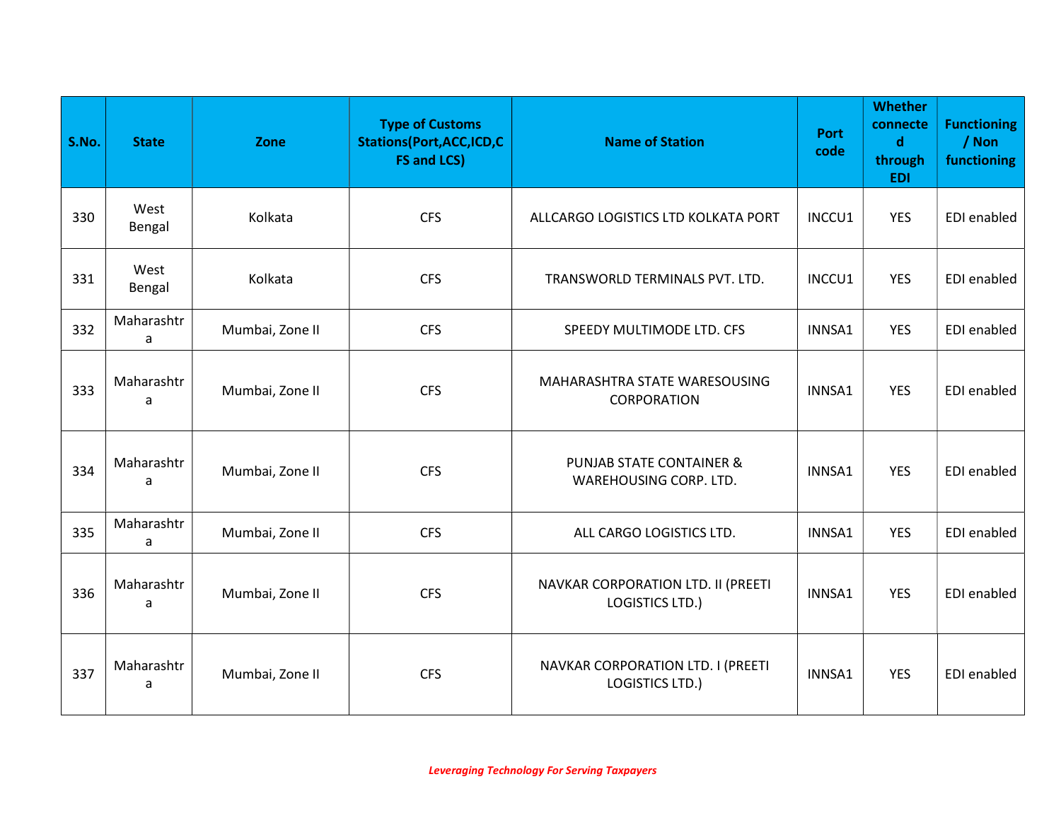| S.No. | State | Zone | Type of Customs Stations(Port,ACC,ICD,CFS and LCS) | Name of Station | Port code | Whether connected through EDI | Functioning / Non functioning |
|---|---|---|---|---|---|---|---|
| 330 | West Bengal | Kolkata | CFS | ALLCARGO LOGISTICS LTD KOLKATA PORT | INCCU1 | YES | EDI enabled |
| 331 | West Bengal | Kolkata | CFS | TRANSWORLD TERMINALS PVT. LTD. | INCCU1 | YES | EDI enabled |
| 332 | Maharashtra | Mumbai, Zone II | CFS | SPEEDY MULTIMODE LTD. CFS | INNSA1 | YES | EDI enabled |
| 333 | Maharashtra | Mumbai, Zone II | CFS | MAHARASHTRA STATE WARESOUSING CORPORATION | INNSA1 | YES | EDI enabled |
| 334 | Maharashtra | Mumbai, Zone II | CFS | PUNJAB STATE CONTAINER & WAREHOUSING CORP. LTD. | INNSA1 | YES | EDI enabled |
| 335 | Maharashtra | Mumbai, Zone II | CFS | ALL CARGO LOGISTICS LTD. | INNSA1 | YES | EDI enabled |
| 336 | Maharashtra | Mumbai, Zone II | CFS | NAVKAR CORPORATION LTD. II (PREETI LOGISTICS LTD.) | INNSA1 | YES | EDI enabled |
| 337 | Maharashtra | Mumbai, Zone II | CFS | NAVKAR CORPORATION LTD. I (PREETI LOGISTICS LTD.) | INNSA1 | YES | EDI enabled |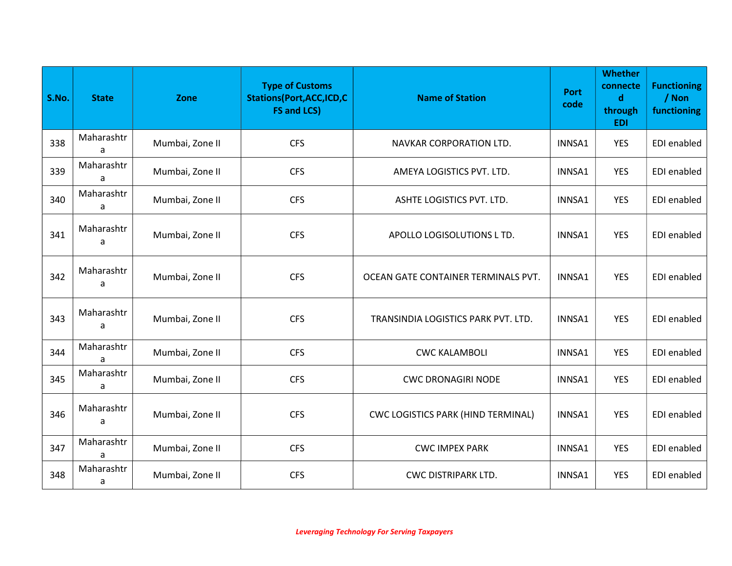| S.No. | State | Zone | Type of Customs Stations(Port,ACC,ICD,CFS and LCS) | Name of Station | Port code | Whether connected through EDI | Functioning / Non functioning |
|---|---|---|---|---|---|---|---|
| 338 | Maharashtra | Mumbai, Zone II | CFS | NAVKAR CORPORATION LTD. | INNSA1 | YES | EDI enabled |
| 339 | Maharashtra | Mumbai, Zone II | CFS | AMEYA LOGISTICS PVT. LTD. | INNSA1 | YES | EDI enabled |
| 340 | Maharashtra | Mumbai, Zone II | CFS | ASHTE LOGISTICS PVT. LTD. | INNSA1 | YES | EDI enabled |
| 341 | Maharashtra | Mumbai, Zone II | CFS | APOLLO LOGISOLUTIONS L TD. | INNSA1 | YES | EDI enabled |
| 342 | Maharashtra | Mumbai, Zone II | CFS | OCEAN GATE CONTAINER TERMINALS PVT. | INNSA1 | YES | EDI enabled |
| 343 | Maharashtra | Mumbai, Zone II | CFS | TRANSINDIA LOGISTICS PARK PVT. LTD. | INNSA1 | YES | EDI enabled |
| 344 | Maharashtra | Mumbai, Zone II | CFS | CWC KALAMBOLI | INNSA1 | YES | EDI enabled |
| 345 | Maharashtra | Mumbai, Zone II | CFS | CWC DRONAGIRI NODE | INNSA1 | YES | EDI enabled |
| 346 | Maharashtra | Mumbai, Zone II | CFS | CWC LOGISTICS PARK (HIND TERMINAL) | INNSA1 | YES | EDI enabled |
| 347 | Maharashtra | Mumbai, Zone II | CFS | CWC IMPEX PARK | INNSA1 | YES | EDI enabled |
| 348 | Maharashtra | Mumbai, Zone II | CFS | CWC DISTRIPARK LTD. | INNSA1 | YES | EDI enabled |

*Leveraging Technology For Serving Taxpayers*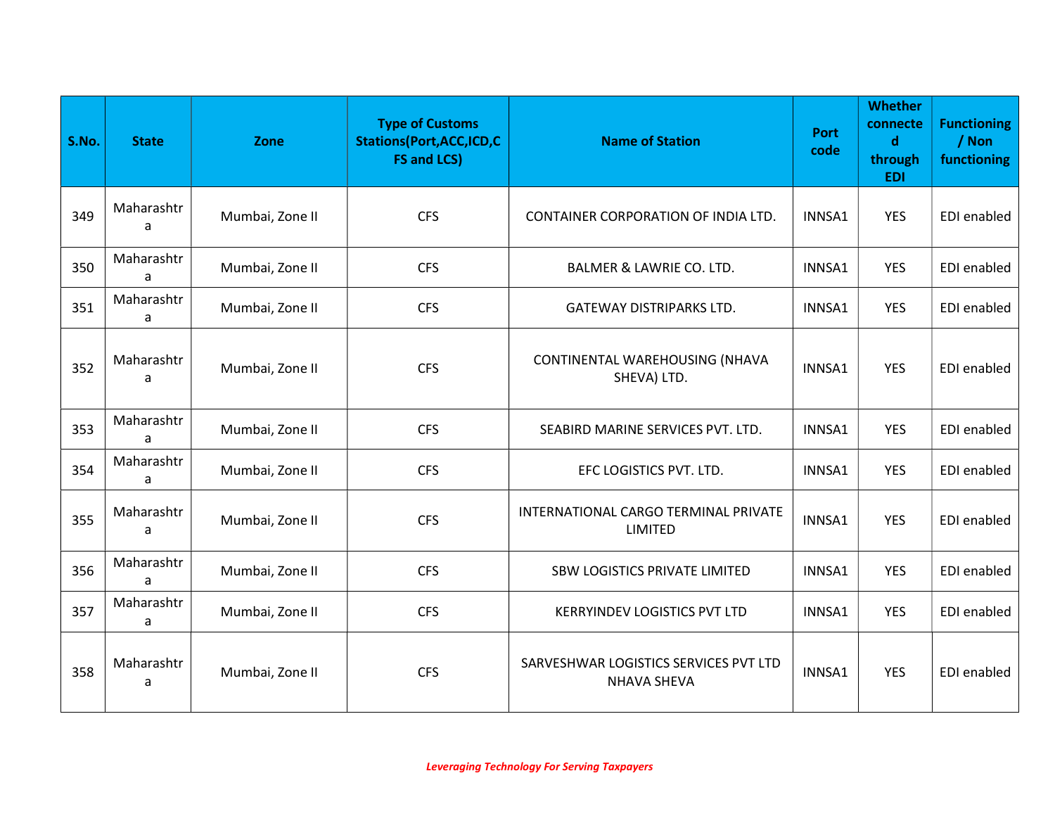| S.No. | State | Zone | Type of Customs Stations(Port,ACC,ICD,CFS and LCS) | Name of Station | Port code | Whether connected through EDI | Functioning / Non functioning |
|---|---|---|---|---|---|---|---|
| 349 | Maharashtra | Mumbai, Zone II | CFS | CONTAINER CORPORATION OF INDIA LTD. | INNSA1 | YES | EDI enabled |
| 350 | Maharashtra | Mumbai, Zone II | CFS | BALMER & LAWRIE CO. LTD. | INNSA1 | YES | EDI enabled |
| 351 | Maharashtra | Mumbai, Zone II | CFS | GATEWAY DISTRIPARKS LTD. | INNSA1 | YES | EDI enabled |
| 352 | Maharashtra | Mumbai, Zone II | CFS | CONTINENTAL WAREHOUSING (NHAVA SHEVA) LTD. | INNSA1 | YES | EDI enabled |
| 353 | Maharashtra | Mumbai, Zone II | CFS | SEABIRD MARINE SERVICES PVT. LTD. | INNSA1 | YES | EDI enabled |
| 354 | Maharashtra | Mumbai, Zone II | CFS | EFC LOGISTICS PVT. LTD. | INNSA1 | YES | EDI enabled |
| 355 | Maharashtra | Mumbai, Zone II | CFS | INTERNATIONAL CARGO TERMINAL PRIVATE LIMITED | INNSA1 | YES | EDI enabled |
| 356 | Maharashtra | Mumbai, Zone II | CFS | SBW LOGISTICS PRIVATE LIMITED | INNSA1 | YES | EDI enabled |
| 357 | Maharashtra | Mumbai, Zone II | CFS | KERRYINDEV LOGISTICS PVT LTD | INNSA1 | YES | EDI enabled |
| 358 | Maharashtra | Mumbai, Zone II | CFS | SARVESHWAR LOGISTICS SERVICES PVT LTD NHAVA SHEVA | INNSA1 | YES | EDI enabled |

*Leveraging Technology For Serving Taxpayers*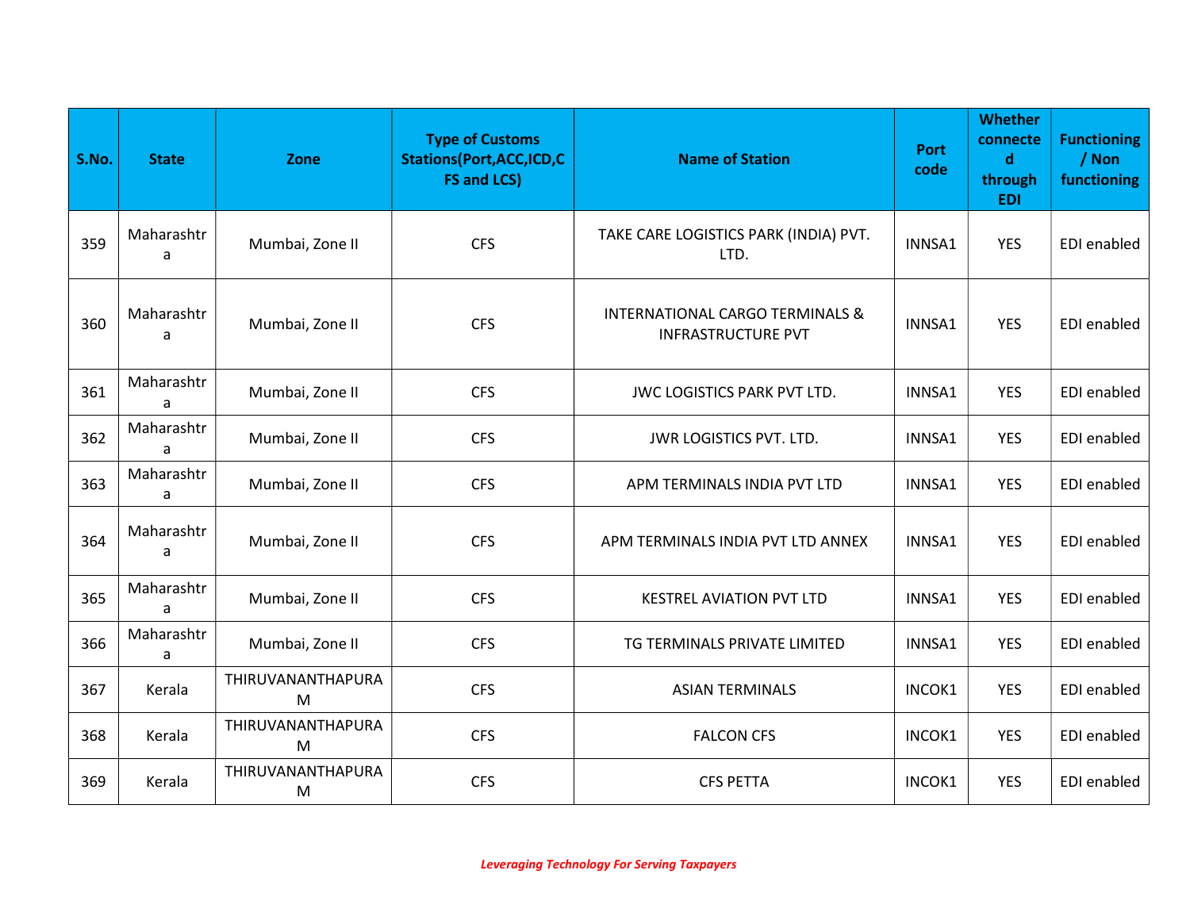| S.No. | State | Zone | Type of Customs Stations(Port,ACC,ICD,CFS and LCS) | Name of Station | Port code | Whether connected through EDI | Functioning / Non functioning |
|---|---|---|---|---|---|---|---|
| 359 | Maharashtra | Mumbai, Zone II | CFS | TAKE CARE LOGISTICS PARK (INDIA) PVT. LTD. | INNSA1 | YES | EDI enabled |
| 360 | Maharashtra | Mumbai, Zone II | CFS | INTERNATIONAL CARGO TERMINALS & INFRASTRUCTURE PVT | INNSA1 | YES | EDI enabled |
| 361 | Maharashtra | Mumbai, Zone II | CFS | JWC LOGISTICS PARK PVT LTD. | INNSA1 | YES | EDI enabled |
| 362 | Maharashtra | Mumbai, Zone II | CFS | JWR LOGISTICS PVT. LTD. | INNSA1 | YES | EDI enabled |
| 363 | Maharashtra | Mumbai, Zone II | CFS | APM TERMINALS INDIA PVT LTD | INNSA1 | YES | EDI enabled |
| 364 | Maharashtra | Mumbai, Zone II | CFS | APM TERMINALS INDIA PVT LTD ANNEX | INNSA1 | YES | EDI enabled |
| 365 | Maharashtra | Mumbai, Zone II | CFS | KESTREL AVIATION PVT LTD | INNSA1 | YES | EDI enabled |
| 366 | Maharashtra | Mumbai, Zone II | CFS | TG TERMINALS PRIVATE LIMITED | INNSA1 | YES | EDI enabled |
| 367 | Kerala | THIRUVANANTHAPURAM | CFS | ASIAN TERMINALS | INCOK1 | YES | EDI enabled |
| 368 | Kerala | THIRUVANANTHAPURAM | CFS | FALCON CFS | INCOK1 | YES | EDI enabled |
| 369 | Kerala | THIRUVANANTHAPURAM | CFS | CFS PETTA | INCOK1 | YES | EDI enabled |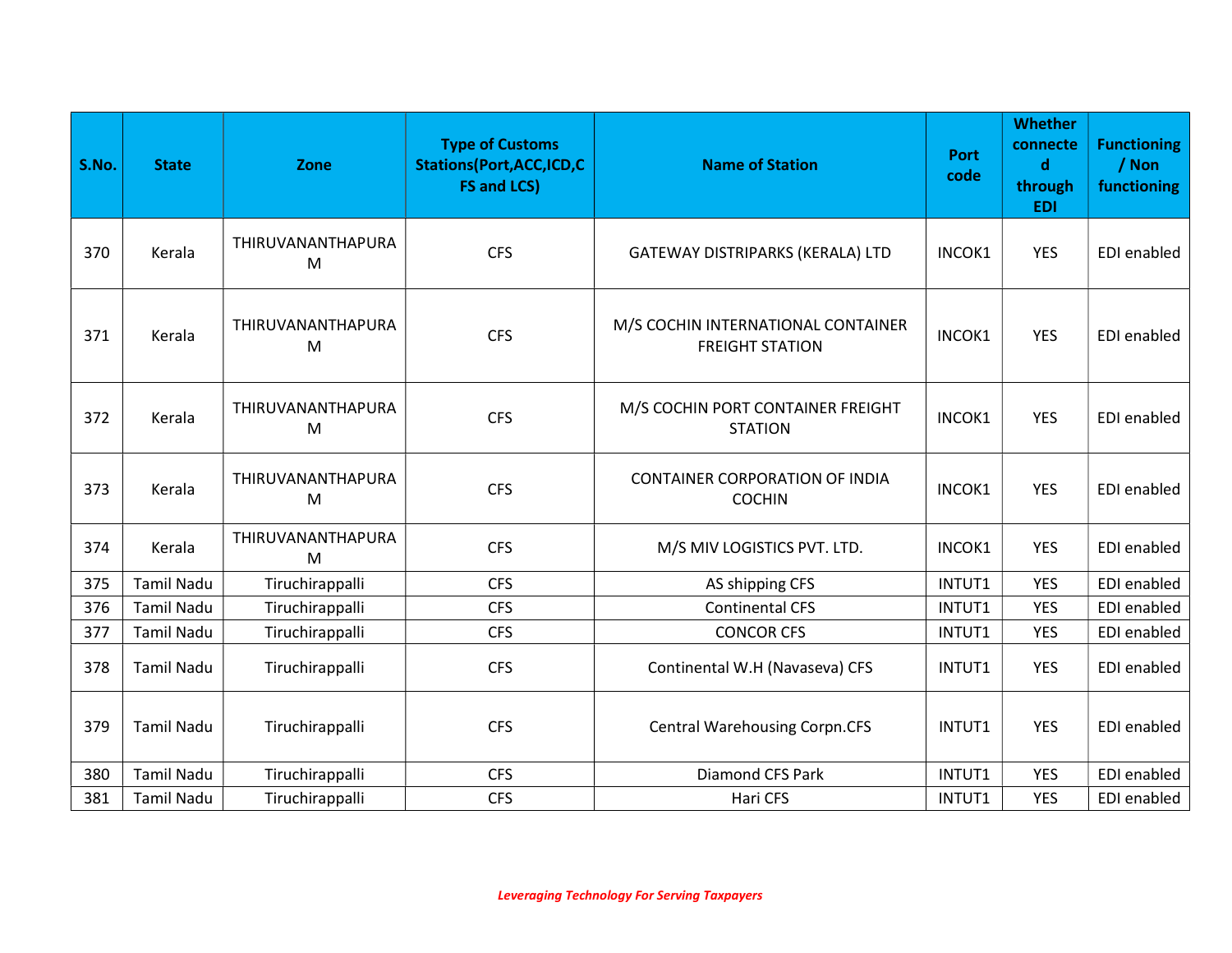| S.No. | State | Zone | Type of Customs Stations(Port,ACC,ICD,CFS and LCS) | Name of Station | Port code | Whether connected through EDI | Functioning / Non functioning |
|---|---|---|---|---|---|---|---|
| 370 | Kerala | THIRUVANANTHAPURAM | CFS | GATEWAY DISTRIPARKS (KERALA) LTD | INCOK1 | YES | EDI enabled |
| 371 | Kerala | THIRUVANANTHAPURAM | CFS | M/S COCHIN INTERNATIONAL CONTAINER FREIGHT STATION | INCOK1 | YES | EDI enabled |
| 372 | Kerala | THIRUVANANTHAPURAM | CFS | M/S COCHIN PORT CONTAINER FREIGHT STATION | INCOK1 | YES | EDI enabled |
| 373 | Kerala | THIRUVANANTHAPURAM | CFS | CONTAINER CORPORATION OF INDIA COCHIN | INCOK1 | YES | EDI enabled |
| 374 | Kerala | THIRUVANANTHAPURAM | CFS | M/S MIV LOGISTICS PVT. LTD. | INCOK1 | YES | EDI enabled |
| 375 | Tamil Nadu | Tiruchirappalli | CFS | AS shipping CFS | INTUT1 | YES | EDI enabled |
| 376 | Tamil Nadu | Tiruchirappalli | CFS | Continental CFS | INTUT1 | YES | EDI enabled |
| 377 | Tamil Nadu | Tiruchirappalli | CFS | CONCOR CFS | INTUT1 | YES | EDI enabled |
| 378 | Tamil Nadu | Tiruchirappalli | CFS | Continental W.H (Navaseva) CFS | INTUT1 | YES | EDI enabled |
| 379 | Tamil Nadu | Tiruchirappalli | CFS | Central Warehousing Corpn.CFS | INTUT1 | YES | EDI enabled |
| 380 | Tamil Nadu | Tiruchirappalli | CFS | Diamond CFS Park | INTUT1 | YES | EDI enabled |
| 381 | Tamil Nadu | Tiruchirappalli | CFS | Hari CFS | INTUT1 | YES | EDI enabled |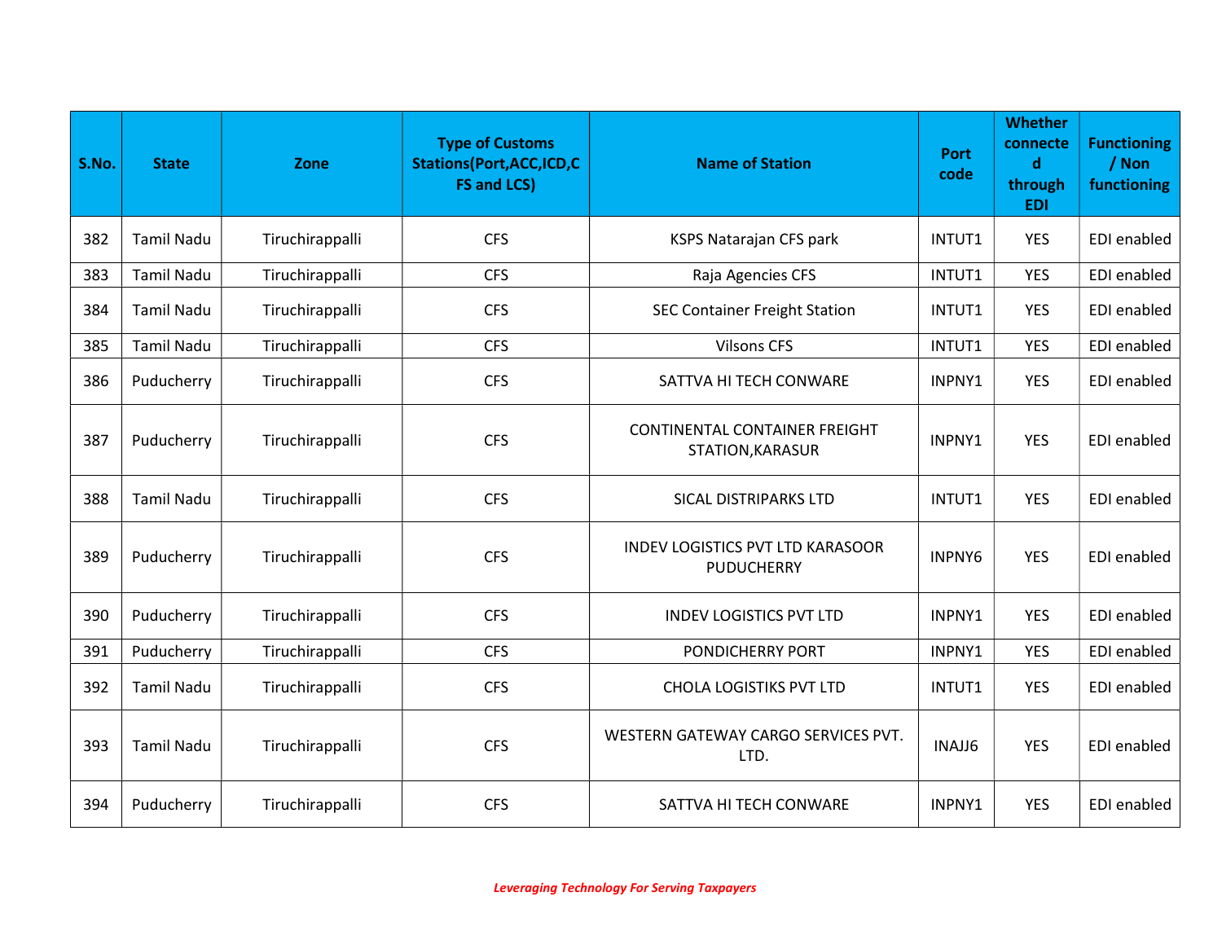| S.No. | State | Zone | Type of Customs Stations(Port,ACC,ICD,CFS and LCS) | Name of Station | Port code | Whether connected through EDI | Functioning / Non functioning |
|---|---|---|---|---|---|---|---|
| 382 | Tamil Nadu | Tiruchirappalli | CFS | KSPS Natarajan CFS park | INTUT1 | YES | EDI enabled |
| 383 | Tamil Nadu | Tiruchirappalli | CFS | Raja Agencies CFS | INTUT1 | YES | EDI enabled |
| 384 | Tamil Nadu | Tiruchirappalli | CFS | SEC Container Freight Station | INTUT1 | YES | EDI enabled |
| 385 | Tamil Nadu | Tiruchirappalli | CFS | Vilsons CFS | INTUT1 | YES | EDI enabled |
| 386 | Puducherry | Tiruchirappalli | CFS | SATTVA HI TECH CONWARE | INPNY1 | YES | EDI enabled |
| 387 | Puducherry | Tiruchirappalli | CFS | CONTINENTAL CONTAINER FREIGHT STATION,KARASUR | INPNY1 | YES | EDI enabled |
| 388 | Tamil Nadu | Tiruchirappalli | CFS | SICAL DISTRIPARKS LTD | INTUT1 | YES | EDI enabled |
| 389 | Puducherry | Tiruchirappalli | CFS | INDEV LOGISTICS PVT LTD KARASOOR PUDUCHERRY | INPNY6 | YES | EDI enabled |
| 390 | Puducherry | Tiruchirappalli | CFS | INDEV LOGISTICS PVT LTD | INPNY1 | YES | EDI enabled |
| 391 | Puducherry | Tiruchirappalli | CFS | PONDICHERRY PORT | INPNY1 | YES | EDI enabled |
| 392 | Tamil Nadu | Tiruchirappalli | CFS | CHOLA LOGISTIKS PVT LTD | INTUT1 | YES | EDI enabled |
| 393 | Tamil Nadu | Tiruchirappalli | CFS | WESTERN GATEWAY CARGO SERVICES PVT. LTD. | INAJJ6 | YES | EDI enabled |
| 394 | Puducherry | Tiruchirappalli | CFS | SATTVA HI TECH CONWARE | INPNY1 | YES | EDI enabled |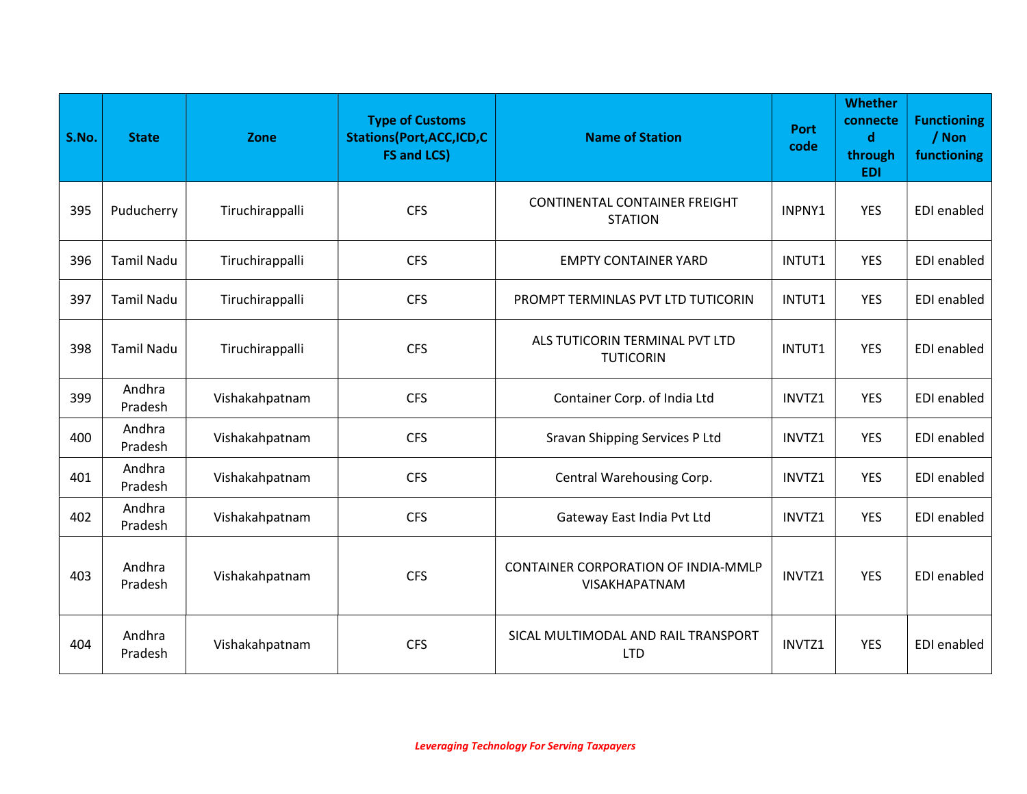| S.No. | State | Zone | Type of Customs Stations(Port,ACC,ICD,CFS and LCS) | Name of Station | Port code | Whether connected through EDI | Functioning / Non functioning |
|---|---|---|---|---|---|---|---|
| 395 | Puducherry | Tiruchirappalli | CFS | CONTINENTAL CONTAINER FREIGHT STATION | INPNY1 | YES | EDI enabled |
| 396 | Tamil Nadu | Tiruchirappalli | CFS | EMPTY CONTAINER YARD | INTUT1 | YES | EDI enabled |
| 397 | Tamil Nadu | Tiruchirappalli | CFS | PROMPT TERMINLAS PVT LTD TUTICORIN | INTUT1 | YES | EDI enabled |
| 398 | Tamil Nadu | Tiruchirappalli | CFS | ALS TUTICORIN TERMINAL PVT LTD TUTICORIN | INTUT1 | YES | EDI enabled |
| 399 | Andhra Pradesh | Vishakahpatnam | CFS | Container Corp. of India Ltd | INVTZ1 | YES | EDI enabled |
| 400 | Andhra Pradesh | Vishakahpatnam | CFS | Sravan Shipping Services P Ltd | INVTZ1 | YES | EDI enabled |
| 401 | Andhra Pradesh | Vishakahpatnam | CFS | Central Warehousing Corp. | INVTZ1 | YES | EDI enabled |
| 402 | Andhra Pradesh | Vishakahpatnam | CFS | Gateway East India Pvt Ltd | INVTZ1 | YES | EDI enabled |
| 403 | Andhra Pradesh | Vishakahpatnam | CFS | CONTAINER CORPORATION OF INDIA-MMLP VISAKHAPATNAM | INVTZ1 | YES | EDI enabled |
| 404 | Andhra Pradesh | Vishakahpatnam | CFS | SICAL MULTIMODAL AND RAIL TRANSPORT LTD | INVTZ1 | YES | EDI enabled |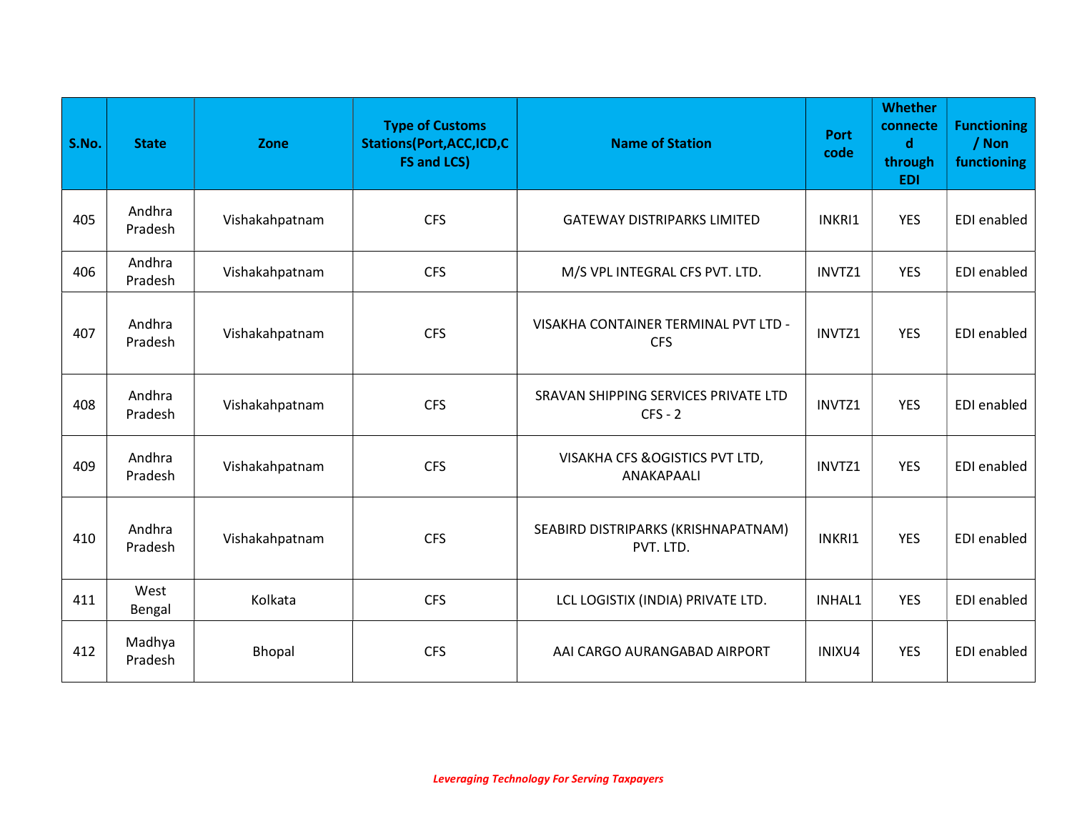| S.No. | State | Zone | Type of Customs Stations(Port,ACC,ICD,CFS and LCS) | Name of Station | Port code | Whether connected through EDI | Functioning / Non functioning |
|---|---|---|---|---|---|---|---|
| 405 | Andhra Pradesh | Vishakahpatnam | CFS | GATEWAY DISTRIPARKS LIMITED | INKRI1 | YES | EDI enabled |
| 406 | Andhra Pradesh | Vishakahpatnam | CFS | M/S VPL INTEGRAL CFS PVT. LTD. | INVTZ1 | YES | EDI enabled |
| 407 | Andhra Pradesh | Vishakahpatnam | CFS | VISAKHA CONTAINER TERMINAL PVT LTD - CFS | INVTZ1 | YES | EDI enabled |
| 408 | Andhra Pradesh | Vishakahpatnam | CFS | SRAVAN SHIPPING SERVICES PRIVATE LTD CFS - 2 | INVTZ1 | YES | EDI enabled |
| 409 | Andhra Pradesh | Vishakahpatnam | CFS | VISAKHA CFS &OGISTICS PVT LTD, ANAKAPAALI | INVTZ1 | YES | EDI enabled |
| 410 | Andhra Pradesh | Vishakahpatnam | CFS | SEABIRD DISTRIPARKS (KRISHNAPATNAM) PVT. LTD. | INKRI1 | YES | EDI enabled |
| 411 | West Bengal | Kolkata | CFS | LCL LOGISTIX (INDIA) PRIVATE LTD. | INHAL1 | YES | EDI enabled |
| 412 | Madhya Pradesh | Bhopal | CFS | AAI CARGO AURANGABAD AIRPORT | INIXU4 | YES | EDI enabled |